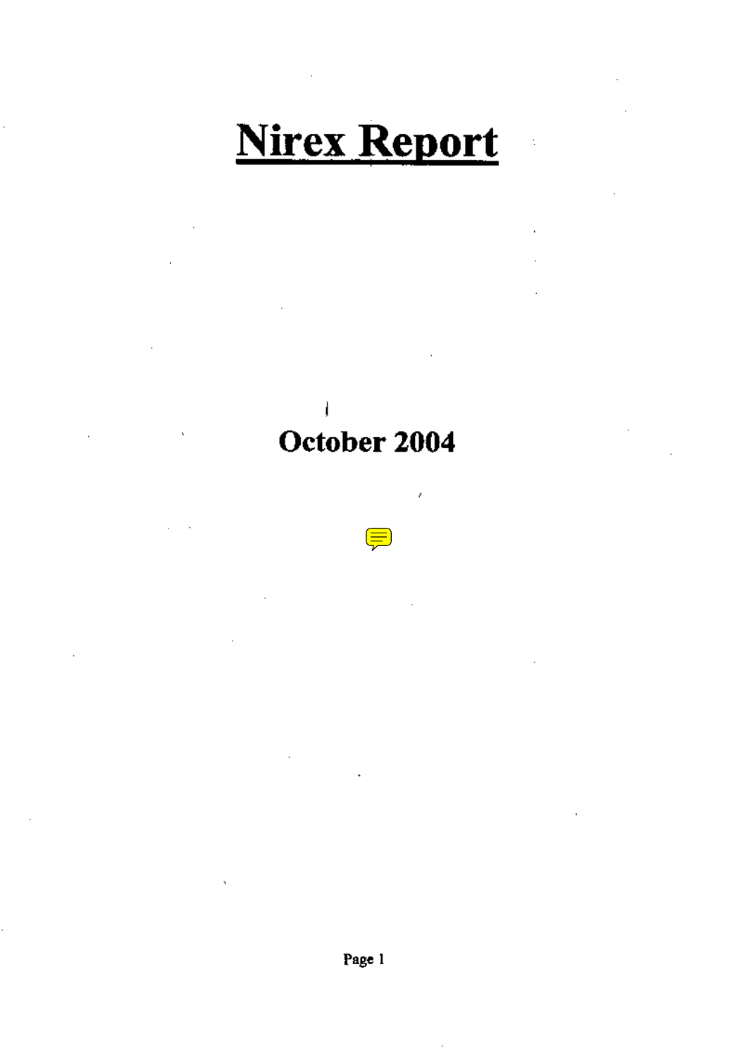# Nirex Report

**October 2004**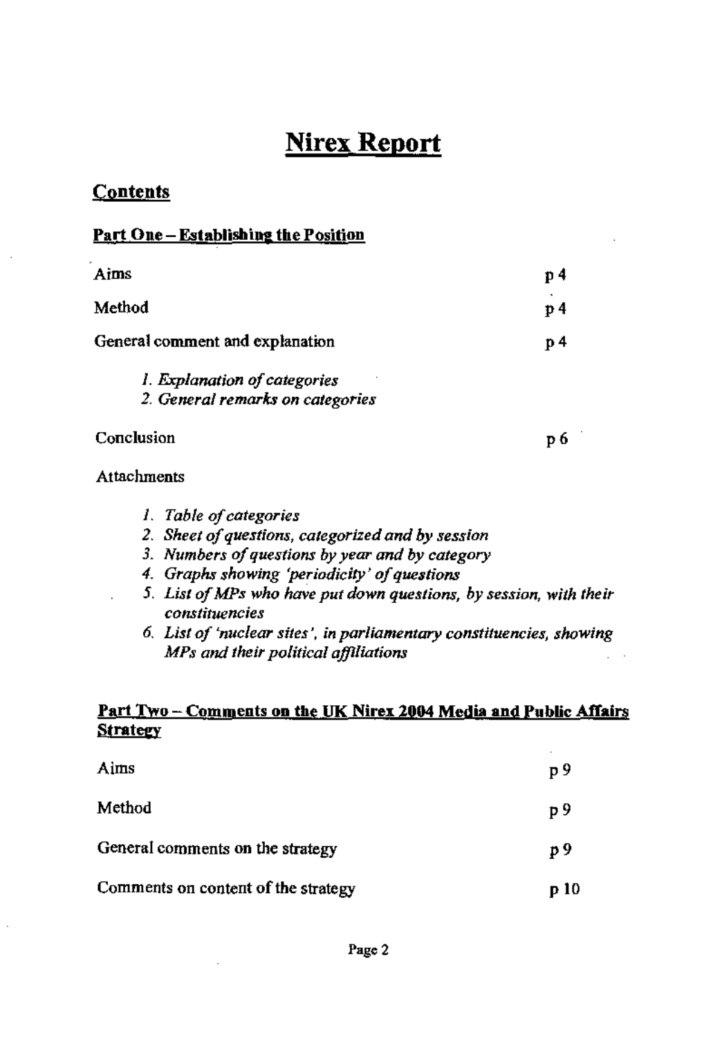# Nirex Report

## Contents

### Part One – Establishing the Position

| | |
|---|---|
| Aims | p 4 |
| Method | p 4 |
| General comment and explanation | p 4 |

*1. Explanation of categories*
*2. General remarks on categories*

| | |
|---|---|
| Conclusion | p 6 |

Attachments

1. *Table of categories*
2. *Sheet of questions, categorized and by session*
3. *Numbers of questions by year and by category*
4. *Graphs showing 'periodicity' of questions*
5. *List of MPs who have put down questions, by session, with their constituencies*
6. *List of 'nuclear sites', in parliamentary constituencies, showing MPs and their political affiliations*

### Part Two – Comments on the UK Nirex 2004 Media and Public Affairs Strategy

| | |
|---|---|
| Aims | p 9 |
| Method | p 9 |
| General comments on the strategy | p 9 |
| Comments on content of the strategy | p 10 |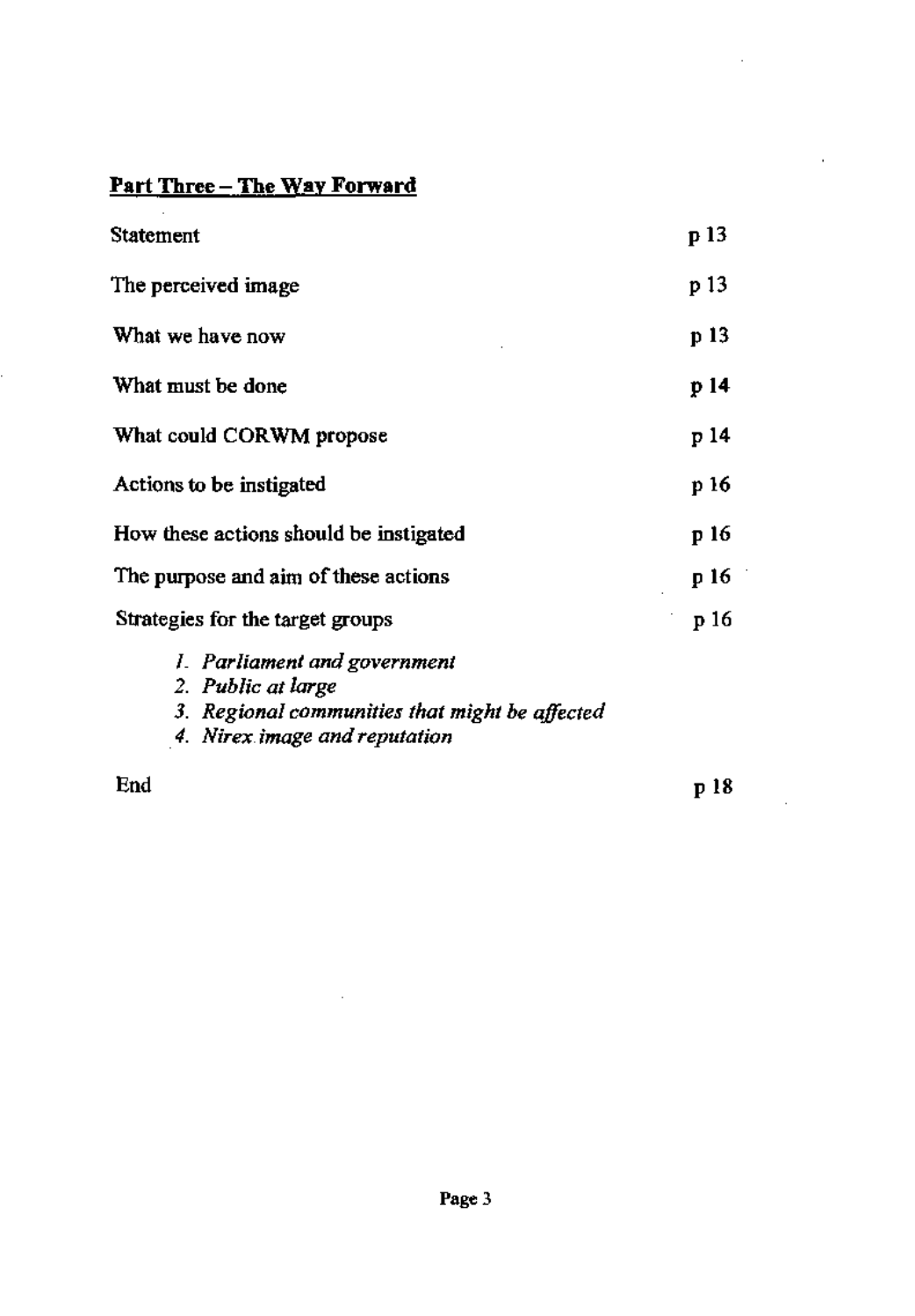**Part Three – The Way Forward**

| | |
|---|---|
| Statement | p 13 |
| The perceived image | p 13 |
| What we have now | p 13 |
| What must be done | p 14 |
| What could CORWM propose | p 14 |
| Actions to be instigated | p 16 |
| How these actions should be instigated | p 16 |
| The purpose and aim of these actions | p 16 |
| Strategies for the target groups | p 16 |

1. *Parliament and government*
2. *Public at large*
3. *Regional communities that might be affected*
4. *Nirex image and reputation*

| | |
|---|---|
| End | p 18 |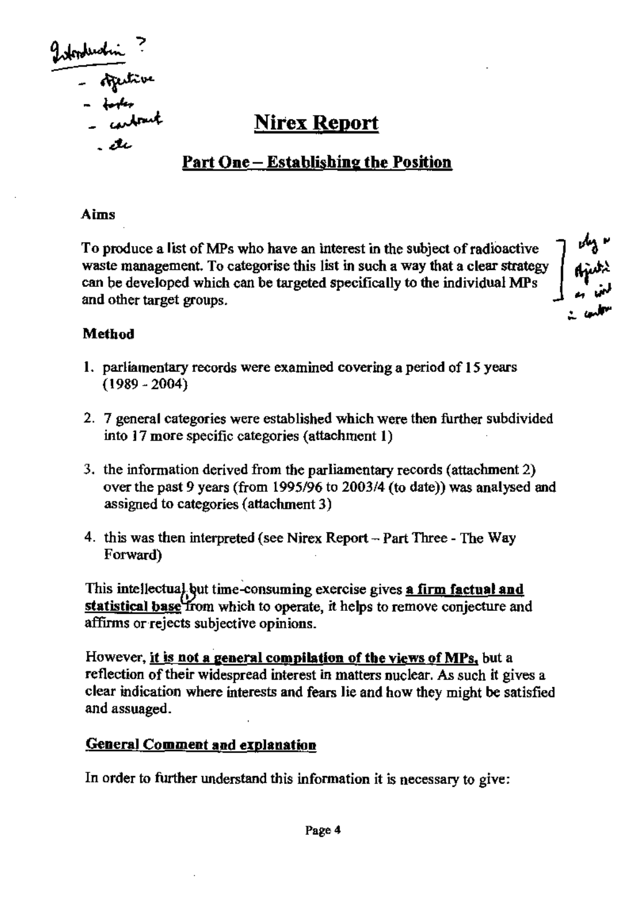# Nirex Report

## Part One – Establishing the Position

**Aims**

To produce a list of MPs who have an interest in the subject of radioactive waste management. To categorise this list in such a way that a clear strategy can be developed which can be targeted specifically to the individual MPs and other target groups.

**Method**

1. parliamentary records were examined covering a period of 15 years (1989 - 2004)
2. 7 general categories were established which were then further subdivided into 17 more specific categories (attachment 1)
3. the information derived from the parliamentary records (attachment 2) over the past 9 years (from 1995/96 to 2003/4 (to date)) was analysed and assigned to categories (attachment 3)
4. this was then interpreted (see Nirex Report – Part Three - The Way Forward)

This intellectual but time-consuming exercise gives **a firm factual and statistical base** from which to operate, it helps to remove conjecture and affirms or rejects subjective opinions.

However, **it is not a general compilation of the views of MPs,** but a reflection of their widespread interest in matters nuclear. As such it gives a clear indication where interests and fears lie and how they might be satisfied and assuaged.

**General Comment and explanation**

In order to further understand this information it is necessary to give: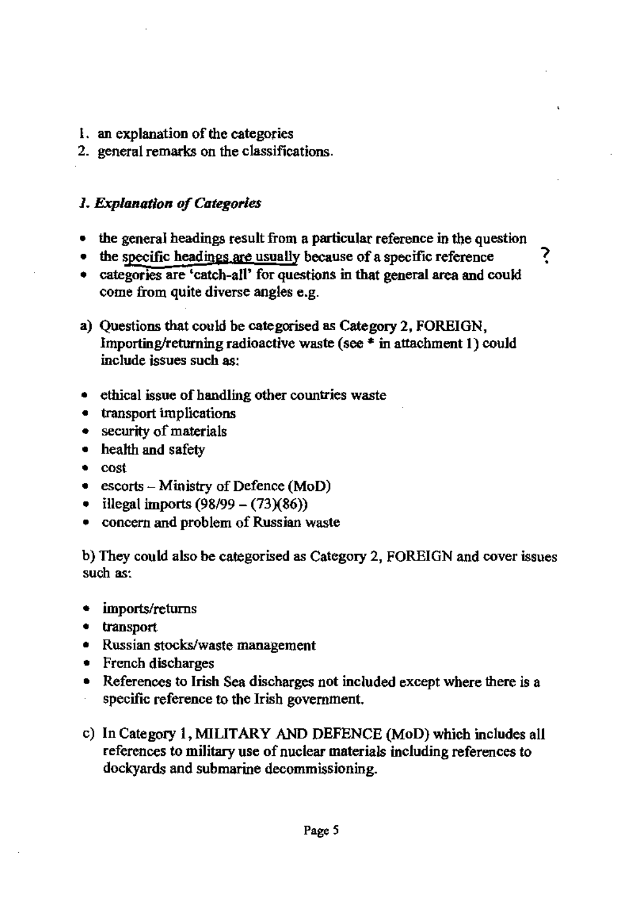1. an explanation of the categories
2. general remarks on the classifications.

### *1. Explanation of Categories*

- the general headings result from a particular reference in the question
- the specific headings are usually because of a specific reference ?
- categories are 'catch-all' for questions in that general area and could come from quite diverse angles e.g.

a) Questions that could be categorised as Category 2, FOREIGN, Importing/returning radioactive waste (see * in attachment 1) could include issues such as:

- ethical issue of handling other countries waste
- transport implications
- security of materials
- health and safety
- cost
- escorts – Ministry of Defence (MoD)
- illegal imports (98/99 – (73)(86))
- concern and problem of Russian waste

b) They could also be categorised as Category 2, FOREIGN and cover issues such as:

- imports/returns
- transport
- Russian stocks/waste management
- French discharges
- References to Irish Sea discharges not included except where there is a specific reference to the Irish government.

c) In Category 1, MILITARY AND DEFENCE (MoD) which includes all references to military use of nuclear materials including references to dockyards and submarine decommissioning.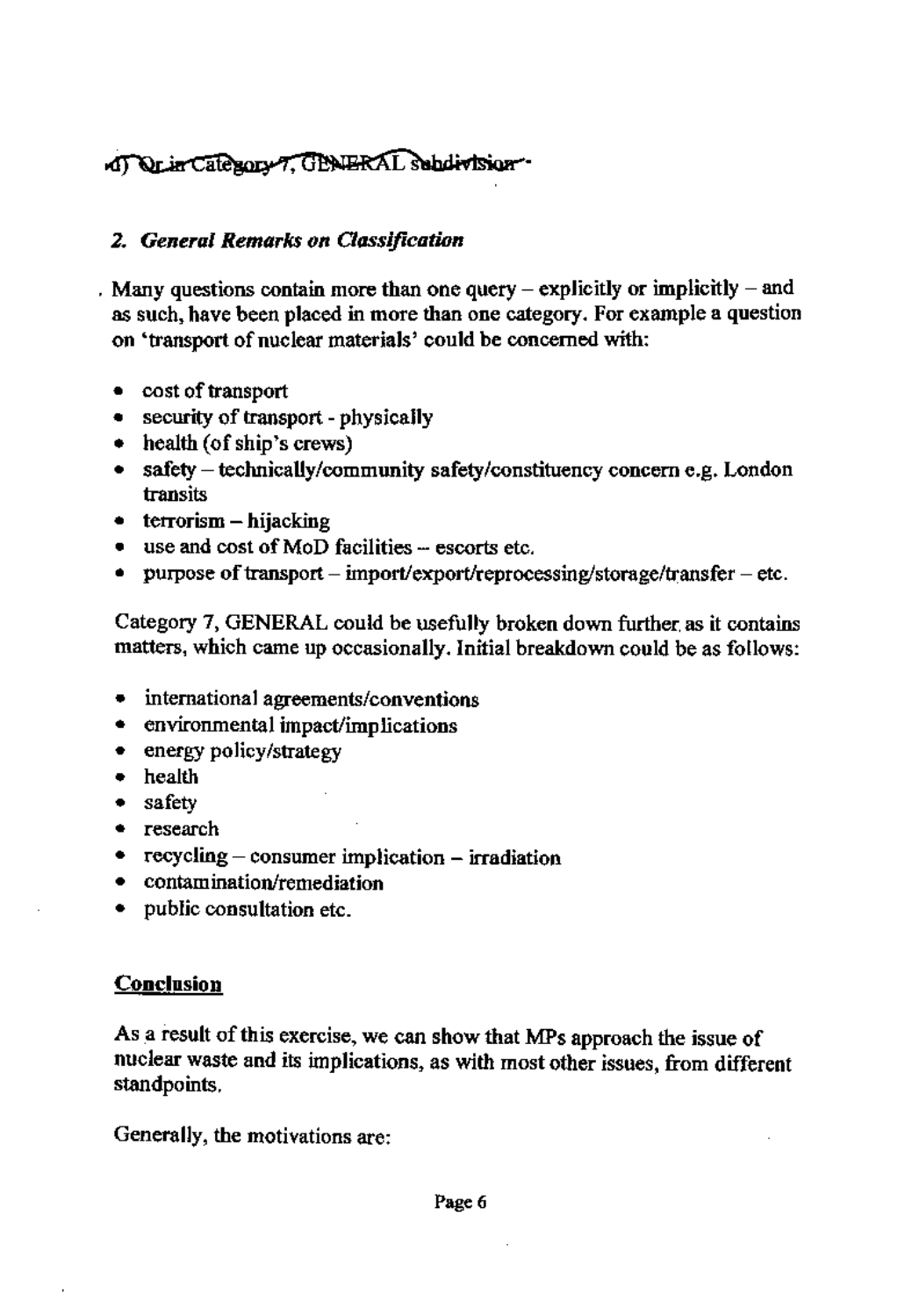d) Or in Category 7, GENERAL subdivision

## 2. *General Remarks on Classification*

Many questions contain more than one query – explicitly or implicitly – and as such, have been placed in more than one category. For example a question on 'transport of nuclear materials' could be concerned with:

- cost of transport
- security of transport - physically
- health (of ship's crews)
- safety – technically/community safety/constituency concern e.g. London transits
- terrorism – hijacking
- use and cost of MoD facilities – escorts etc.
- purpose of transport – import/export/reprocessing/storage/transfer – etc.

Category 7, GENERAL could be usefully broken down further as it contains matters, which came up occasionally. Initial breakdown could be as follows:

- international agreements/conventions
- environmental impact/implications
- energy policy/strategy
- health
- safety
- research
- recycling – consumer implication – irradiation
- contamination/remediation
- public consultation etc.

## Conclusion

As a result of this exercise, we can show that MPs approach the issue of nuclear waste and its implications, as with most other issues, from different standpoints.

Generally, the motivations are: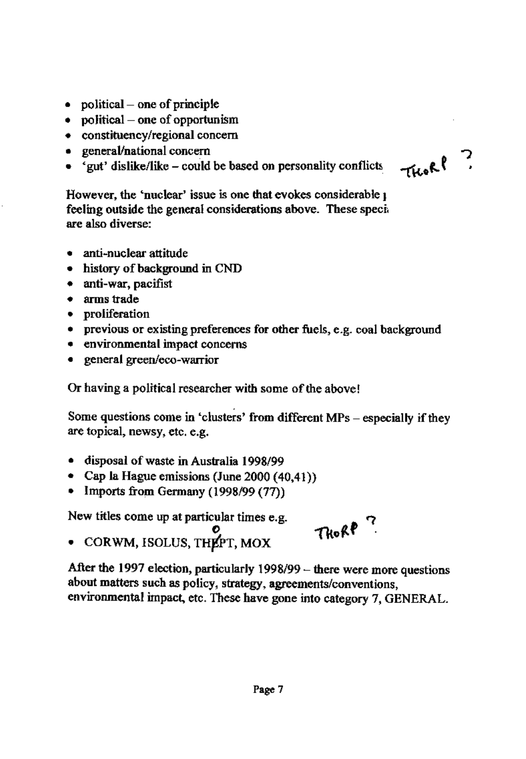- political – one of principle
- political – one of opportunism
- constituency/regional concern
- general/national concern
- 'gut' dislike/like – could be based on personality conflicts THORP ?

However, the 'nuclear' issue is one that evokes considerable feeling outside the general considerations above. These speci are also diverse:

- anti-nuclear attitude
- history of background in CND
- anti-war, pacifist
- arms trade
- proliferation
- previous or existing preferences for other fuels, e.g. coal background
- environmental impact concerns
- general green/eco-warrior

Or having a political researcher with some of the above!

Some questions come in 'clusters' from different MPs – especially if they are topical, newsy, etc. e.g.

- disposal of waste in Australia 1998/99
- Cap la Hague emissions (June 2000 (40,41))
- Imports from Germany (1998/99 (77))

New titles come up at particular times e.g.

- CORWM, ISOLUS, THORPT, MOX THORP ?

After the 1997 election, particularly 1998/99 – there were more questions about matters such as policy, strategy, agreements/conventions, environmental impact, etc. These have gone into category 7, GENERAL.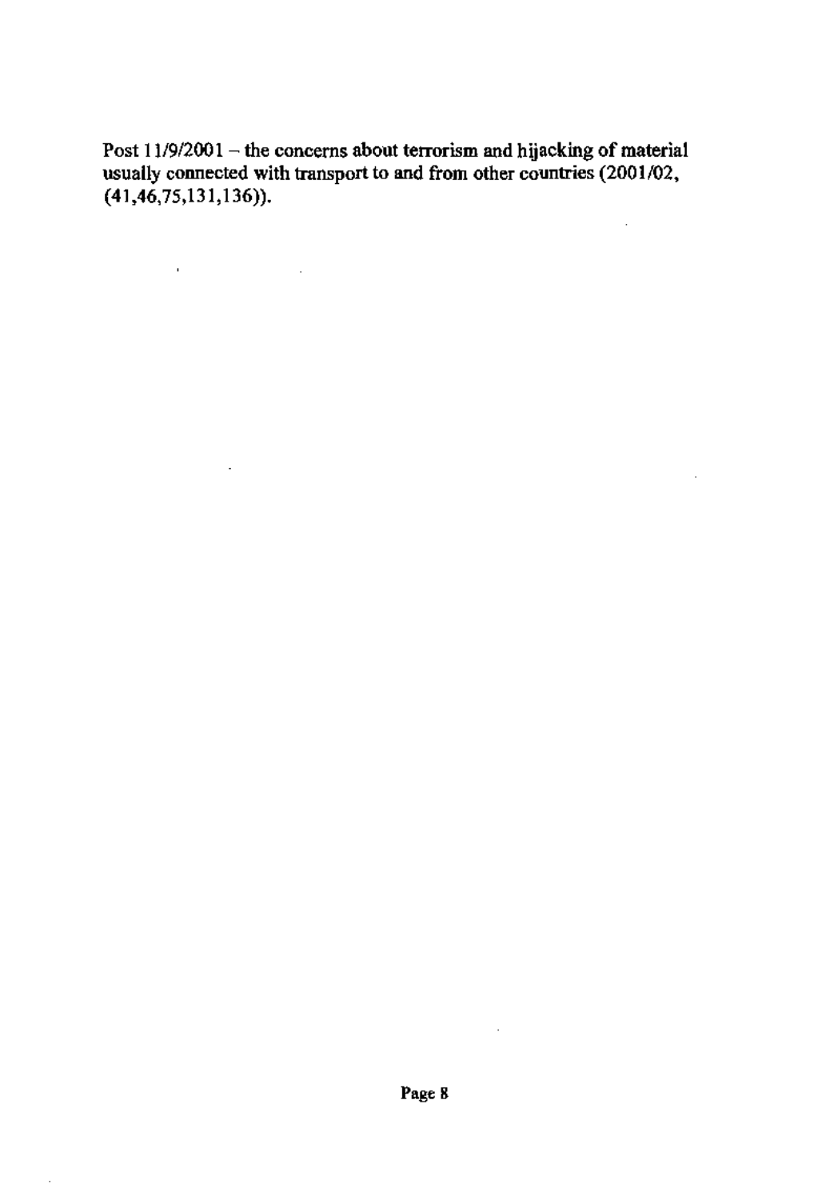Post 11/9/2001 – the concerns about terrorism and hijacking of material usually connected with transport to and from other countries (2001/02, (41,46,75,131,136)).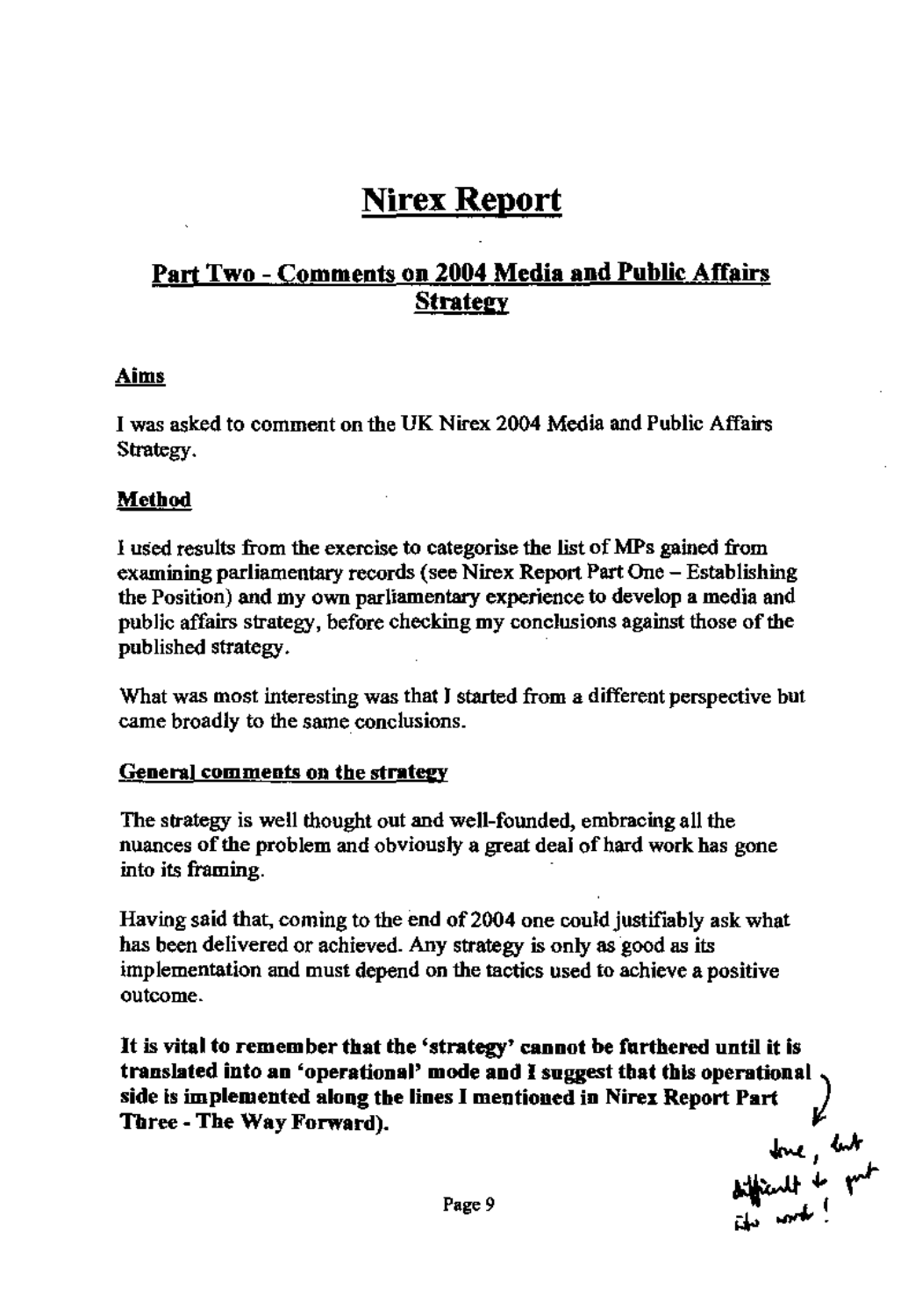# Nirex Report

## Part Two - Comments on 2004 Media and Public Affairs Strategy

### Aims

I was asked to comment on the UK Nirex 2004 Media and Public Affairs Strategy.

### Method

I used results from the exercise to categorise the list of MPs gained from examining parliamentary records (see Nirex Report Part One – Establishing the Position) and my own parliamentary experience to develop a media and public affairs strategy, before checking my conclusions against those of the published strategy.

What was most interesting was that I started from a different perspective but came broadly to the same conclusions.

### General comments on the strategy

The strategy is well thought out and well-founded, embracing all the nuances of the problem and obviously a great deal of hard work has gone into its framing.

Having said that, coming to the end of 2004 one could justifiably ask what has been delivered or achieved. Any strategy is only as good as its implementation and must depend on the tactics used to achieve a positive outcome.

**It is vital to remember that the 'strategy' cannot be furthered until it is translated into an 'operational' mode and I suggest that this operational side is implemented along the lines I mentioned in Nirex Report Part Three - The Way Forward).**

true, but difficult to put into work!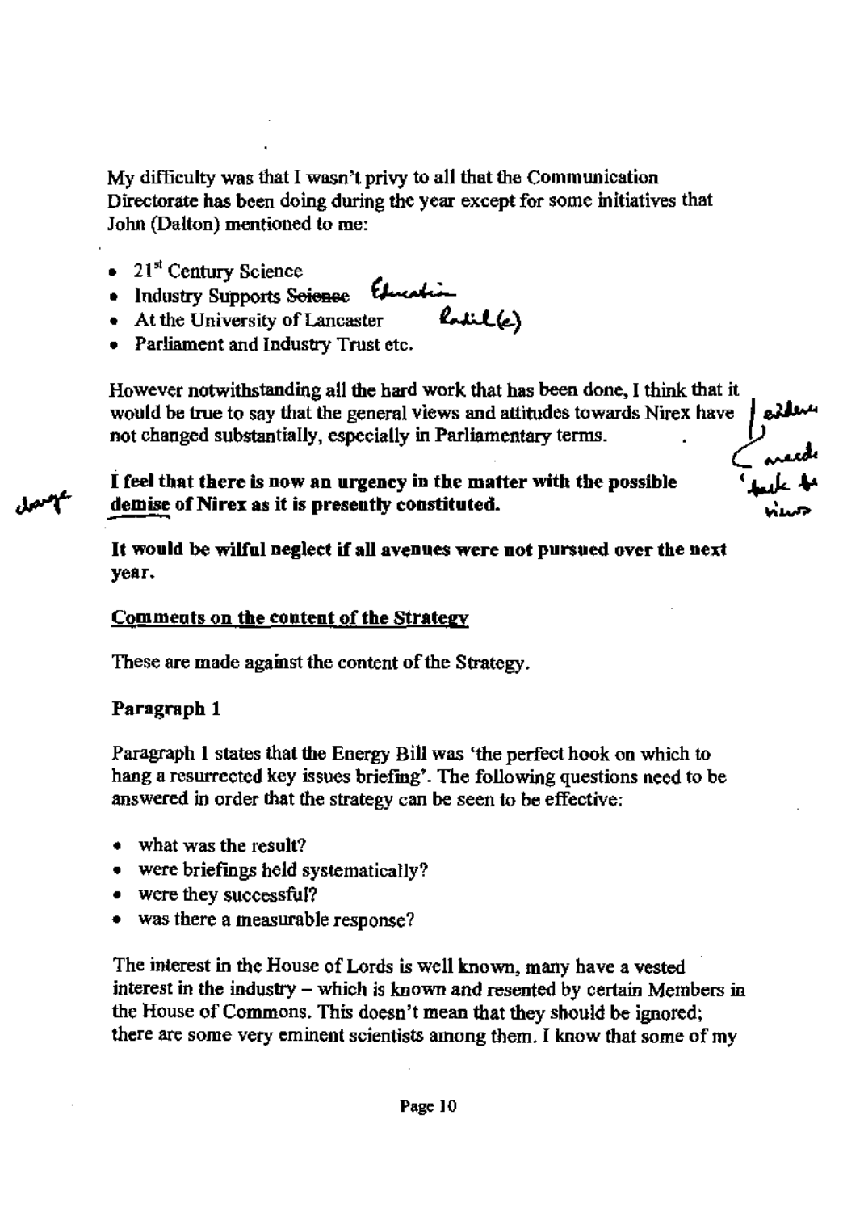My difficulty was that I wasn't privy to all that the Communication Directorate has been doing during the year except for some initiatives that John (Dalton) mentioned to me:

- 21st Century Science
- Industry Supports ~~Science~~ Education
- At the University of Lancaster
- Parliament and Industry Trust etc.

However notwithstanding all the hard work that has been done, I think that it would be true to say that the general views and attitudes towards Nirex have not changed substantially, especially in Parliamentary terms.

**I feel that there is now an urgency in the matter with the possible demise of Nirex as it is presently constituted.**

**It would be wilful neglect if all avenues were not pursued over the next year.**

## Comments on the content of the Strategy

These are made against the content of the Strategy.

### Paragraph 1

Paragraph 1 states that the Energy Bill was 'the perfect hook on which to hang a resurrected key issues briefing'. The following questions need to be answered in order that the strategy can be seen to be effective:

- what was the result?
- were briefings held systematically?
- were they successful?
- was there a measurable response?

The interest in the House of Lords is well known, many have a vested interest in the industry – which is known and resented by certain Members in the House of Commons. This doesn't mean that they should be ignored; there are some very eminent scientists among them. I know that some of my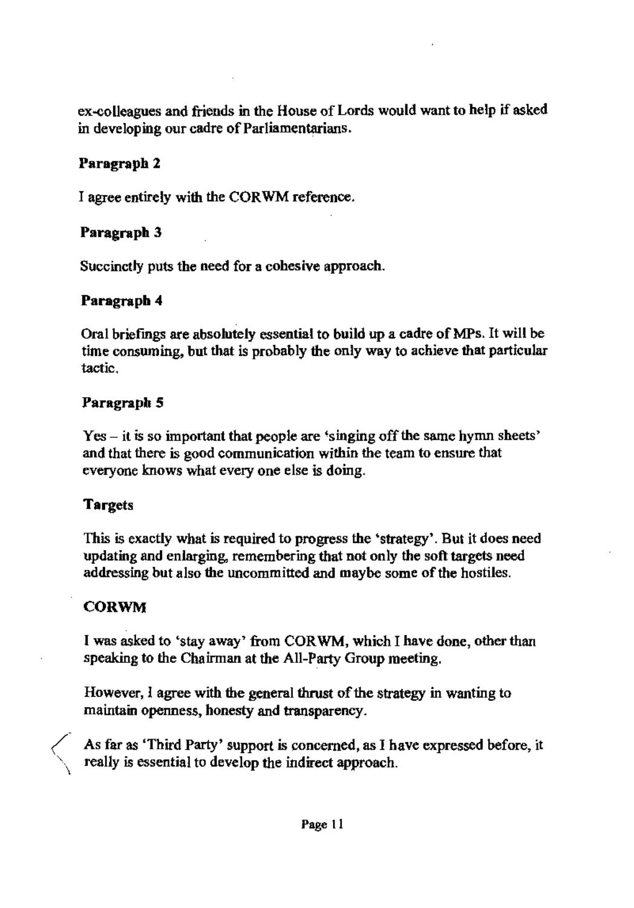ex-colleagues and friends in the House of Lords would want to help if asked in developing our cadre of Parliamentarians.

**Paragraph 2**

I agree entirely with the CORWM reference.

**Paragraph 3**

Succinctly puts the need for a cohesive approach.

**Paragraph 4**

Oral briefings are absolutely essential to build up a cadre of MPs. It will be time consuming, but that is probably the only way to achieve that particular tactic.

**Paragraph 5**

Yes – it is so important that people are 'singing off the same hymn sheets' and that there is good communication within the team to ensure that everyone knows what every one else is doing.

**Targets**

This is exactly what is required to progress the 'strategy'. But it does need updating and enlarging, remembering that not only the soft targets need addressing but also the uncommitted and maybe some of the hostiles.

**CORWM**

I was asked to 'stay away' from CORWM, which I have done, other than speaking to the Chairman at the All-Party Group meeting.

However, I agree with the general thrust of the strategy in wanting to maintain openness, honesty and transparency.

As far as 'Third Party' support is concerned, as I have expressed before, it really is essential to develop the indirect approach.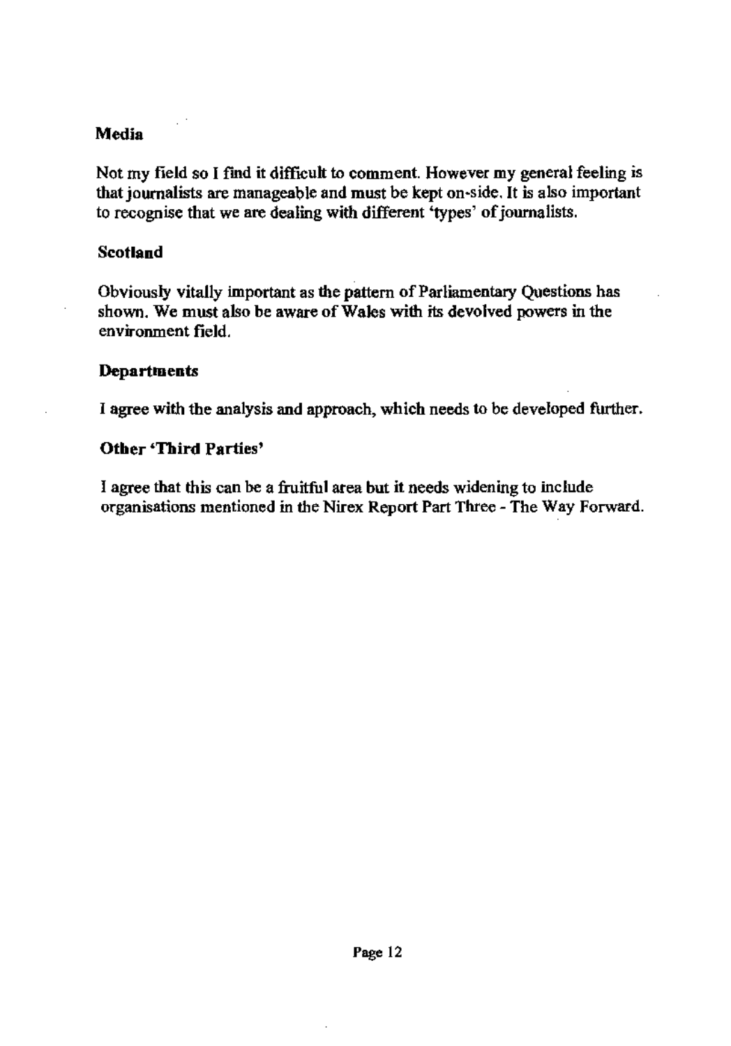**Media**

Not my field so I find it difficult to comment. However my general feeling is that journalists are manageable and must be kept on-side. It is also important to recognise that we are dealing with different 'types' of journalists.

**Scotland**

Obviously vitally important as the pattern of Parliamentary Questions has shown. We must also be aware of Wales with its devolved powers in the environment field.

**Departments**

I agree with the analysis and approach, which needs to be developed further.

**Other 'Third Parties'**

I agree that this can be a fruitful area but it needs widening to include organisations mentioned in the Nirex Report Part Three - The Way Forward.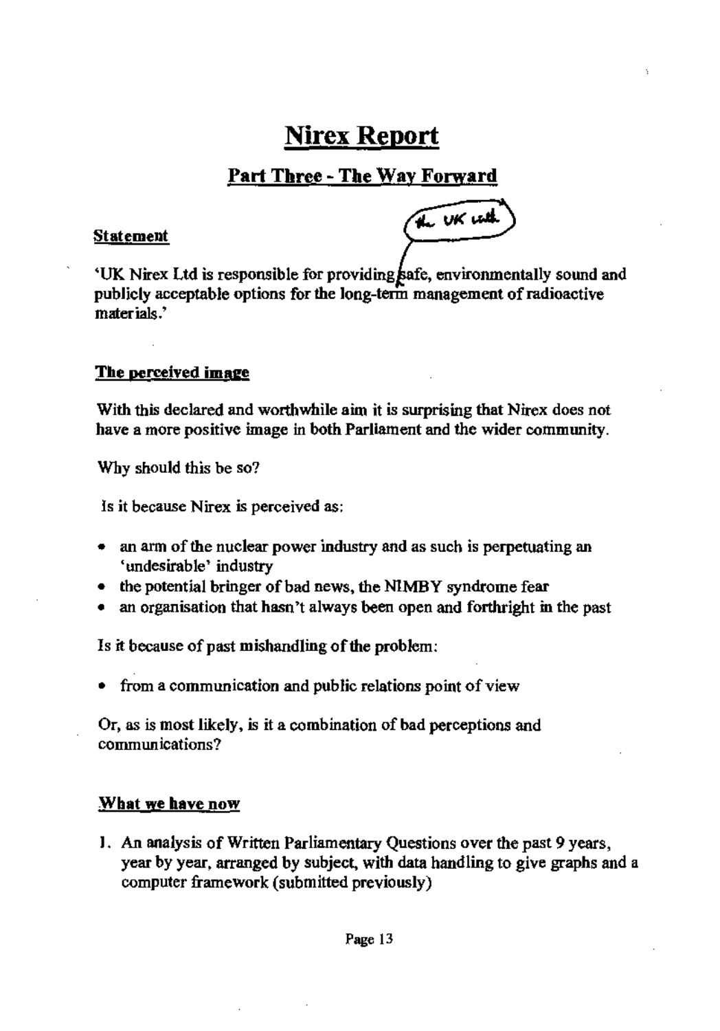# Nirex Report

## Part Three - The Way Forward

### Statement

'UK Nirex Ltd is responsible for providing safe, environmentally sound and publicly acceptable options for the long-term management of radioactive materials.'

the UK with

### The perceived image

With this declared and worthwhile aim it is surprising that Nirex does not have a more positive image in both Parliament and the wider community.

Why should this be so?

Is it because Nirex is perceived as:

- an arm of the nuclear power industry and as such is perpetuating an 'undesirable' industry
- the potential bringer of bad news, the NIMBY syndrome fear
- an organisation that hasn't always been open and forthright in the past

Is it because of past mishandling of the problem:

- from a communication and public relations point of view

Or, as is most likely, is it a combination of bad perceptions and communications?

### What we have now

1. An analysis of Written Parliamentary Questions over the past 9 years, year by year, arranged by subject, with data handling to give graphs and a computer framework (submitted previously)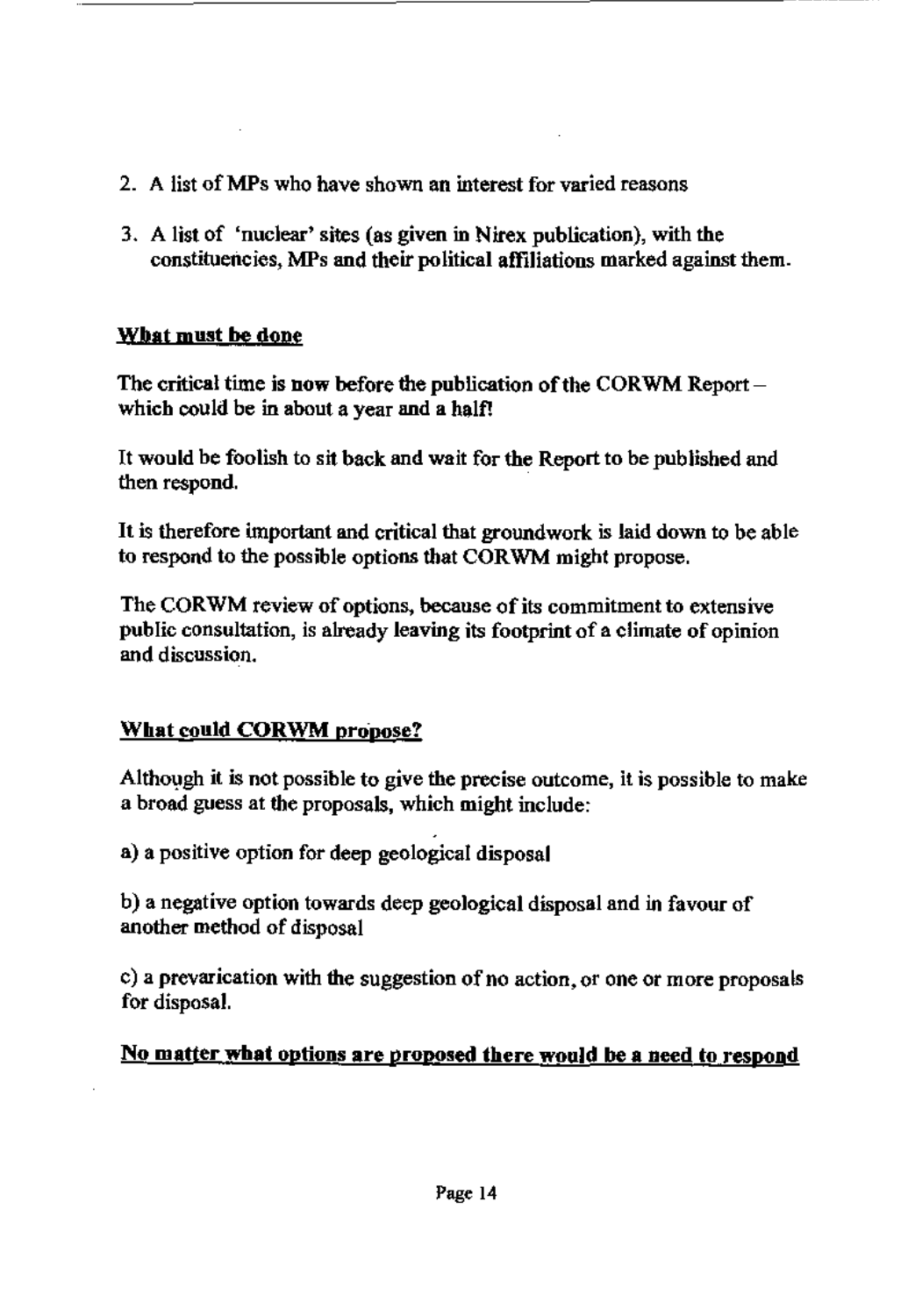2. A list of MPs who have shown an interest for varied reasons

3. A list of 'nuclear' sites (as given in Nirex publication), with the constituencies, MPs and their political affiliations marked against them.

## <u>What must be done</u>

The critical time is now before the publication of the CORWM Report – which could be in about a year and a half!

It would be foolish to sit back and wait for the Report to be published and then respond.

It is therefore important and critical that groundwork is laid down to be able to respond to the possible options that CORWM might propose.

The CORWM review of options, because of its commitment to extensive public consultation, is already leaving its footprint of a climate of opinion and discussion.

## <u>What could CORWM propose?</u>

Although it is not possible to give the precise outcome, it is possible to make a broad guess at the proposals, which might include:

a) a positive option for deep geological disposal

b) a negative option towards deep geological disposal and in favour of another method of disposal

c) a prevarication with the suggestion of no action, or one or more proposals for disposal.

**<u>No matter what options are proposed there would be a need to respond</u>**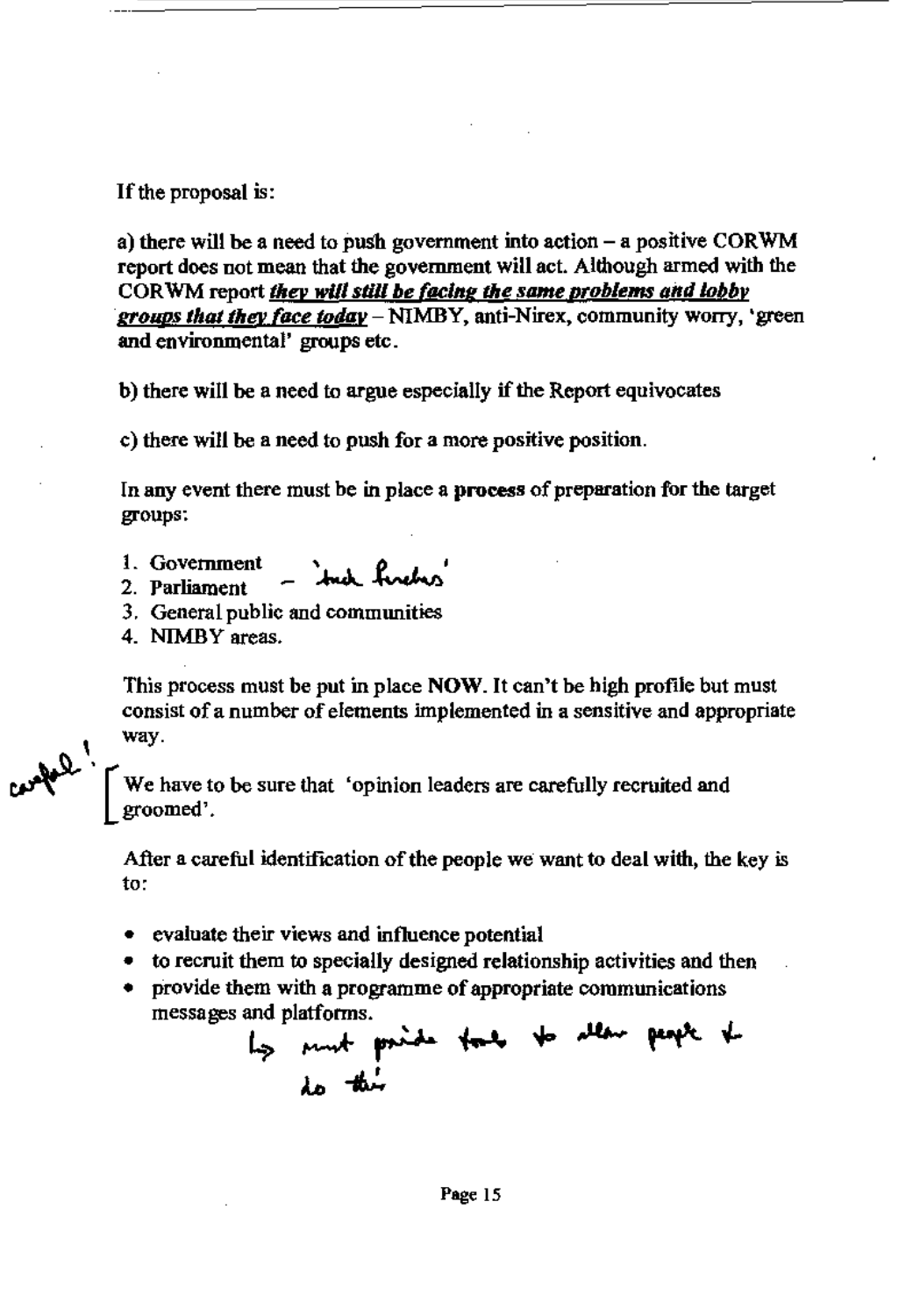If the proposal is:

a) there will be a need to push government into action – a positive CORWM report does not mean that the government will act. Although armed with the CORWM report ***they will still be facing the same problems and lobby groups that they face today*** – NIMBY, anti-Nirex, community worry, 'green and environmental' groups etc.

b) there will be a need to argue especially if the Report equivocates

c) there will be a need to push for a more positive position.

In any event there must be in place a **process** of preparation for the target groups:

1. Government – 'tuck friends'
2. Parliament
3. General public and communities
4. NIMBY areas.

This process must be put in place **NOW**. It can't be high profile but must consist of a number of elements implemented in a sensitive and appropriate way.

careful!

We have to be sure that 'opinion leaders are carefully recruited and groomed'.

After a careful identification of the people we want to deal with, the key is to:

- evaluate their views and influence potential
- to recruit them to specially designed relationship activities and then
- provide them with a programme of appropriate communications messages and platforms.

→ must provide tools to allow people to do this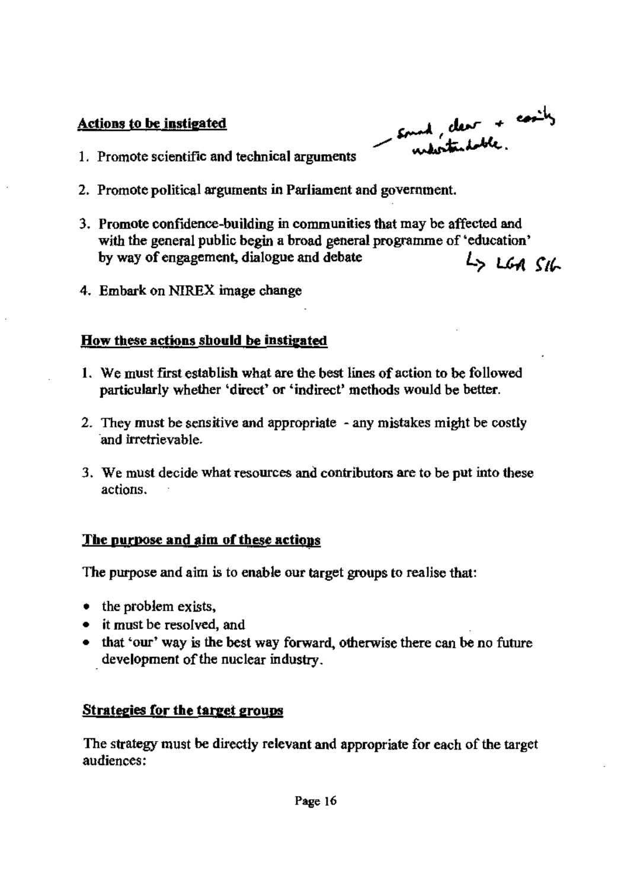**Actions to be instigated**

1. Promote scientific and technical arguments — *Sound, clear + easily understandable.*

2. Promote political arguments in Parliament and government.

3. Promote confidence-building in communities that may be affected and with the general public begin a broad general programme of 'education' by way of engagement, dialogue and debate → *LGA SIG*

4. Embark on NIREX image change

**How these actions should be instigated**

1. We must first establish what are the best lines of action to be followed particularly whether 'direct' or 'indirect' methods would be better.

2. They must be sensitive and appropriate - any mistakes might be costly and irretrievable.

3. We must decide what resources and contributors are to be put into these actions.

**The purpose and aim of these actions**

The purpose and aim is to enable our target groups to realise that:

- the problem exists,
- it must be resolved, and
- that 'our' way is the best way forward, otherwise there can be no future development of the nuclear industry.

**Strategies for the target groups**

The strategy must be directly relevant and appropriate for each of the target audiences: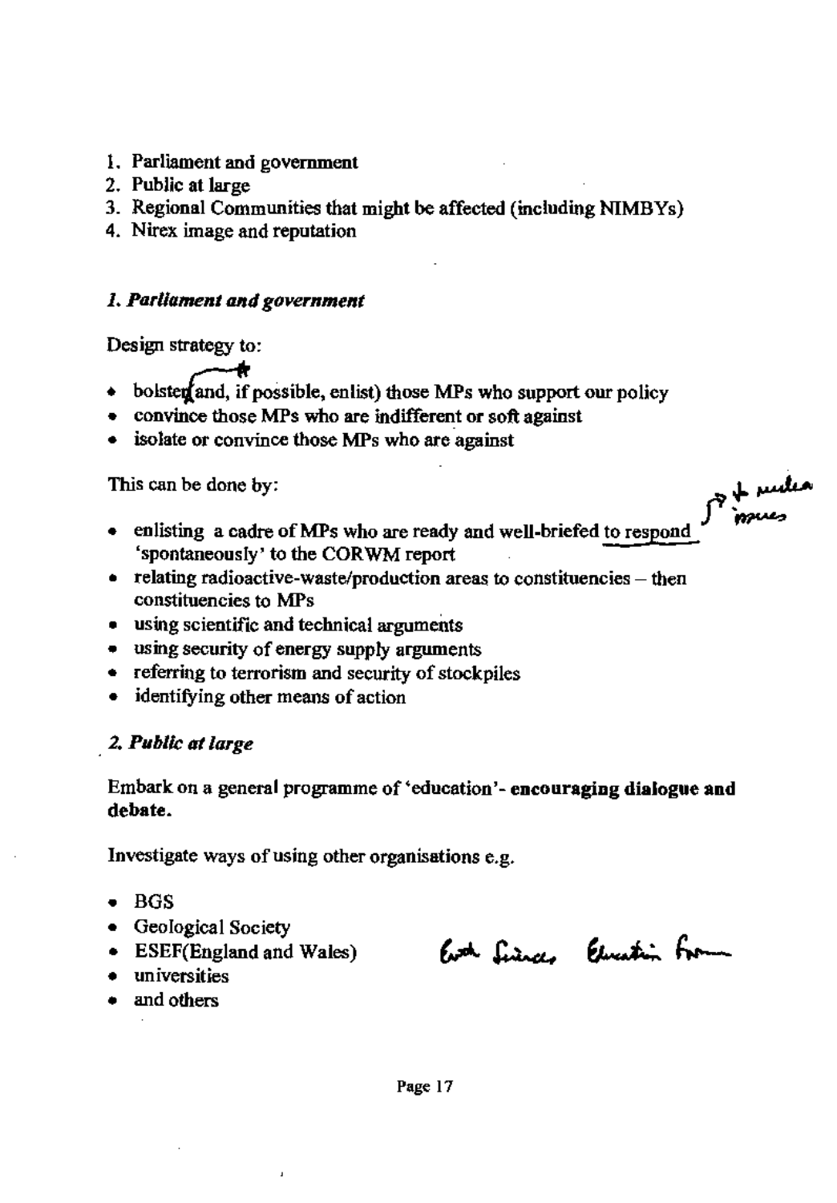1. Parliament and government
2. Public at large
3. Regional Communities that might be affected (including NIMBYs)
4. Nirex image and reputation

### *1. Parliament and government*

Design strategy to:

- bolster (and, if possible, enlist) those MPs who support our policy
- convince those MPs who are indifferent or soft against
- isolate or convince those MPs who are against

This can be done by:

- enlisting a cadre of MPs who are ready and well-briefed to respond 'spontaneously' to the CORWM report
- relating radioactive-waste/production areas to constituencies – then constituencies to MPs
- using scientific and technical arguments
- using security of energy supply arguments
- referring to terrorism and security of stockpiles
- identifying other means of action

*[handwritten margin note: "& nuclear issues"]*

### *2. Public at large*

Embark on a general programme of 'education'- **encouraging dialogue and debate.**

Investigate ways of using other organisations e.g.

- BGS
- Geological Society
- ESEF(England and Wales) *[handwritten: Earth Science Education Forum]*
- universities
- and others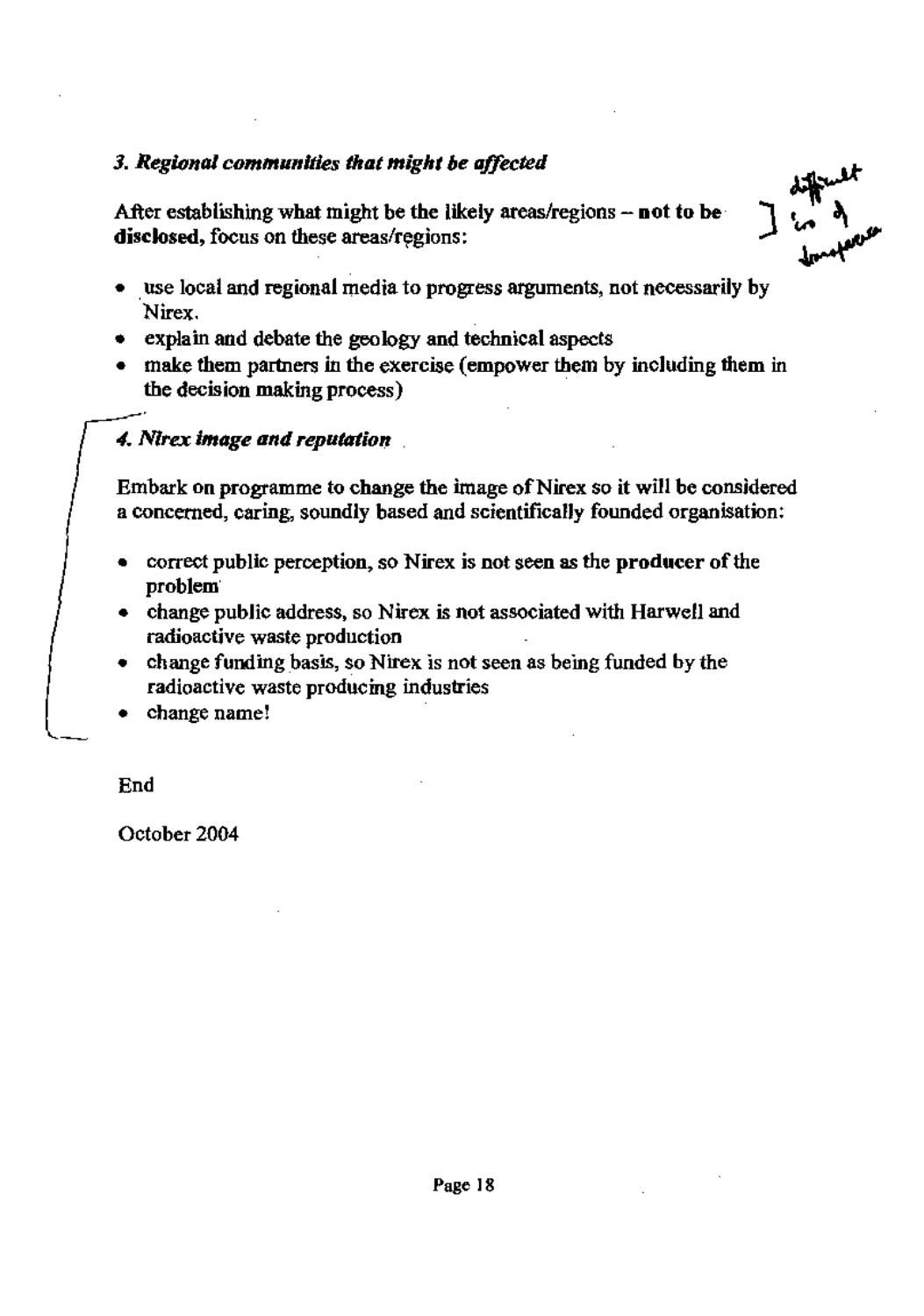### *3. Regional communities that might be affected*

After establishing what might be the likely areas/regions – **not to be disclosed,** focus on these areas/regions:

difficult in a democracy

- use local and regional media to progress arguments, not necessarily by Nirex.
- explain and debate the geology and technical aspects
- make them partners in the exercise (empower them by including them in the decision making process)

### *4. Nirex image and reputation*

Embark on programme to change the image of Nirex so it will be considered a concerned, caring, soundly based and scientifically founded organisation:

- correct public perception, so Nirex is not seen as the **producer** of the problem
- change public address, so Nirex is not associated with Harwell and radioactive waste production
- change funding basis, so Nirex is not seen as being funded by the radioactive waste producing industries
- change name!

End

October 2004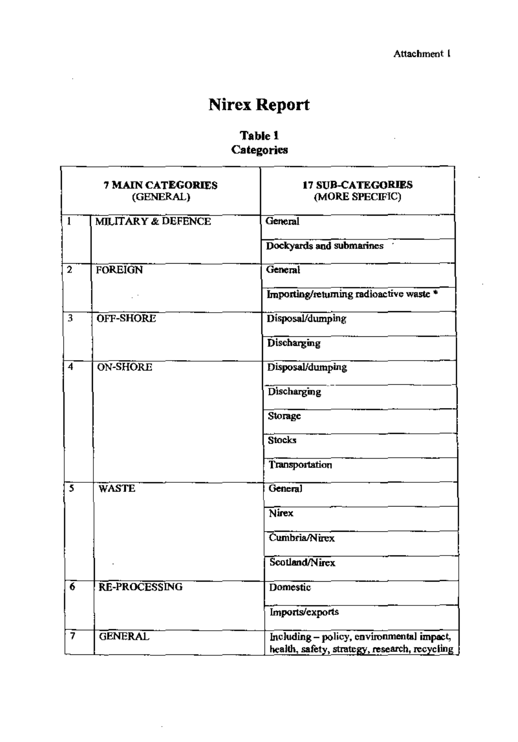Attachment 1

# Nirex Report

## Table 1
## Categories

| 7 MAIN CATEGORIES (GENERAL) | | 17 SUB-CATEGORIES (MORE SPECIFIC) |
|---|---|---|
| 1 | MILITARY & DEFENCE | General |
| | | Dockyards and submarines |
| 2 | FOREIGN | General |
| | | Importing/returning radioactive waste * |
| 3 | OFF-SHORE | Disposal/dumping |
| | | Discharging |
| 4 | ON-SHORE | Disposal/dumping |
| | | Discharging |
| | | Storage |
| | | Stocks |
| | | Transportation |
| 5 | WASTE | General |
| | | Nirex |
| | | Cumbria/Nirex |
| | | Scotland/Nirex |
| 6 | RE-PROCESSING | Domestic |
| | | Imports/exports |
| 7 | GENERAL | Including – policy, environmental impact, health, safety, strategy, research, recycling |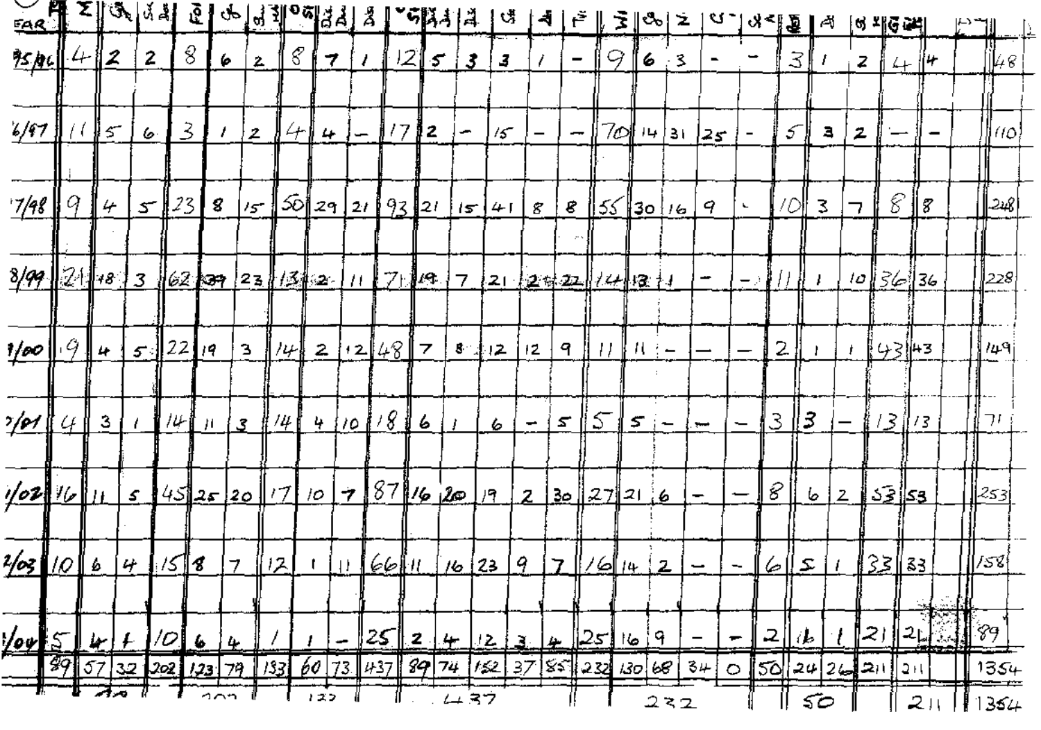| EAR | | | | | | | | | | | | | | | | | | | | | | | | | | |
|---|---|---|---|---|---|---|---|---|---|---|---|---|---|---|---|---|---|---|---|---|---|---|---|---|---|---|
| 95/96 | 4 | 2 | 2 | 8 | 6 | 2 | 8 | 7 | 1 | 12 | 5 | 3 | 3 | 1 | - | 9 | 6 | 3 | - | - | 3 | 1 | 2 | 4 | 4 | | 48 |
| 6/97 | 11 | 5 | 6 | 3 | 1 | 2 | 4 | 4 | - | 17 | 2 | - | 15 | - | - | 70 | 14 | 31 | 25 | - | 5 | 3 | 2 | - | - | | 110 |
| 7/98 | 9 | 4 | 5 | 23 | 8 | 15 | 50 | 29 | 21 | 93 | 21 | 15 | 41 | 8 | 8 | 55 | 30 | 16 | 9 | · | 10 | 3 | 7 | 8 | 8 | | 248 |
| 8/99 | 21 | 18 | 3 | 62 | 39 | 23 | 13 | 2 | 11 | 71 | 19 | 7 | 21 | 2 | 22 | 14 | 13 | 1 | - | - | 11 | 1 | 10 | 36 | 36 | | 228 |
| 1/00 | 9 | 4 | 5 | 22 | 19 | 3 | 14 | 2 | 12 | 48 | 7 | 8 | 12 | 12 | 9 | 11 | 11 | - | - | - | 2 | 1 | 1 | 43 | 43 | | 149 |
| /01 | 4 | 3 | 1 | 14 | 11 | 3 | 14 | 4 | 10 | 18 | 6 | 1 | 6 | - | 5 | 5 | 5 | - | - | - | 3 | 3 | - | 13 | 13 | | 71 |
| 1/02 | 16 | 11 | 5 | 45 | 25 | 20 | 17 | 10 | 7 | 87 | 16 | 20 | 19 | 2 | 30 | 27 | 21 | 6 | - | - | 8 | 6 | 2 | 53 | 53 | | 253 |
| 2/03 | 10 | 6 | 4 | 15 | 8 | 7 | 12 | 1 | 11 | 66 | 11 | 16 | 23 | 9 | 7 | 16 | 14 | 2 | - | - | 6 | 5 | 1 | 33 | 33 | | 158 |
| 1/04 | 5 | 4 | 1 | 10 | 6 | 4 | 1 | 1 | - | 25 | 2 | 4 | 12 | 3 | 4 | 25 | 16 | 9 | - | - | 2 | 1 | 1 | 21 | 21 | | 89 |
| | 89 | 57 | 32 | 202 | 123 | 79 | 133 | 60 | 73 | 437 | 89 | 74 | 152 | 37 | 85 | 232 | 130 | 68 | 34 | 0 | 50 | 24 | 26 | 211 | 211 | | 1354 |
| | 89 | | | 202 | | | 133 | | | 437 | | | | | | 232 | | | | | 50 | | | 211 | | | 1354 |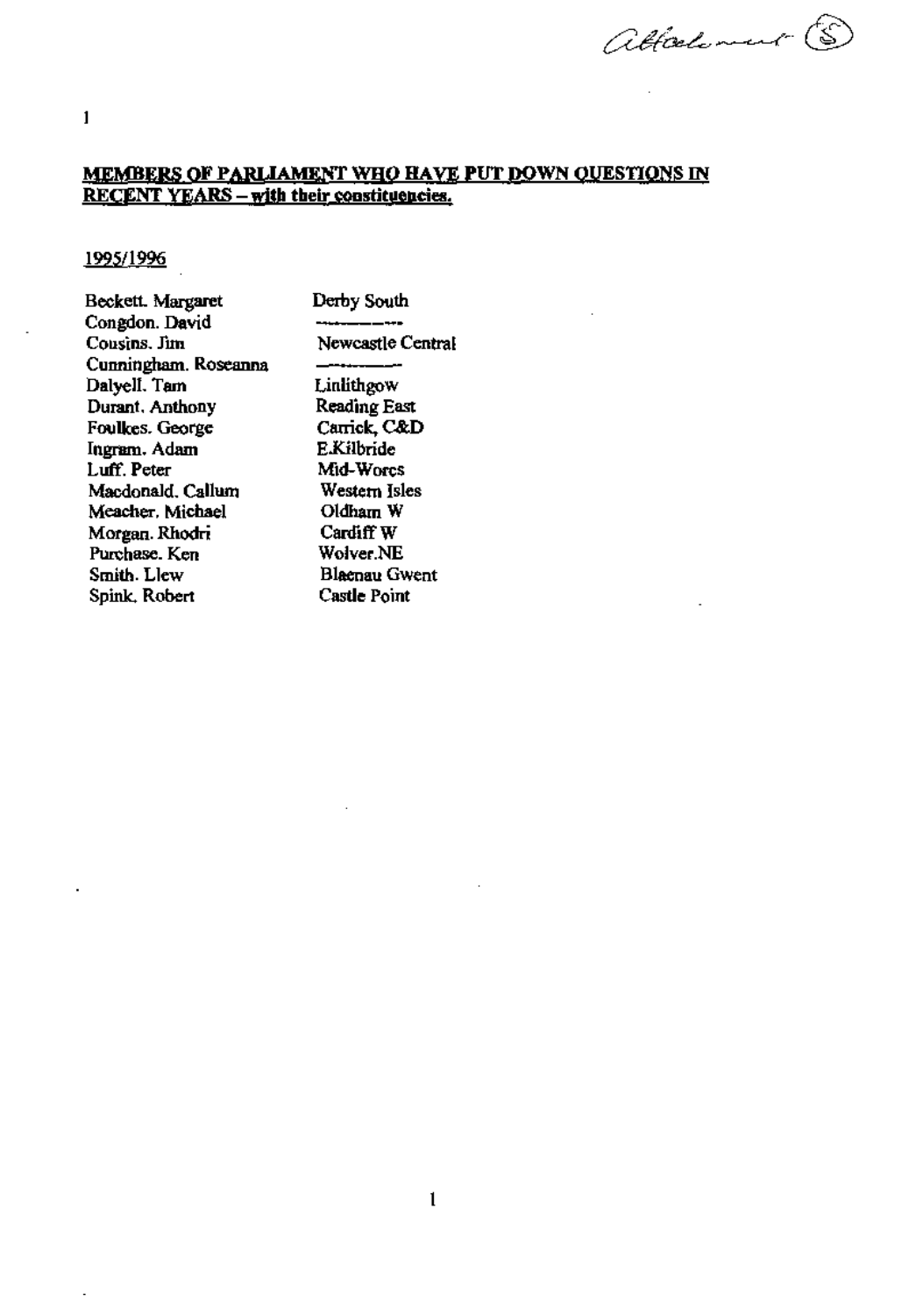Attachment (S)

## MEMBERS OF PARLIAMENT WHO HAVE PUT DOWN QUESTIONS IN RECENT YEARS – with their constituencies.

1995/1996

| | |
|---|---|
| Beckett. Margaret | Derby South |
| Congdon. David | ———— |
| Cousins. Jim | Newcastle Central |
| Cunningham. Roseanna | ———— |
| Dalyell. Tam | Linlithgow |
| Durant. Anthony | Reading East |
| Foulkes. George | Carrick, C&D |
| Ingram. Adam | E.Kilbride |
| Luff. Peter | Mid-Worcs |
| Macdonald. Callum | Western Isles |
| Meacher. Michael | Oldham W |
| Morgan. Rhodri | Cardiff W |
| Purchase. Ken | Wolver.NE |
| Smith. Llew | Blaenau Gwent |
| Spink. Robert | Castle Point |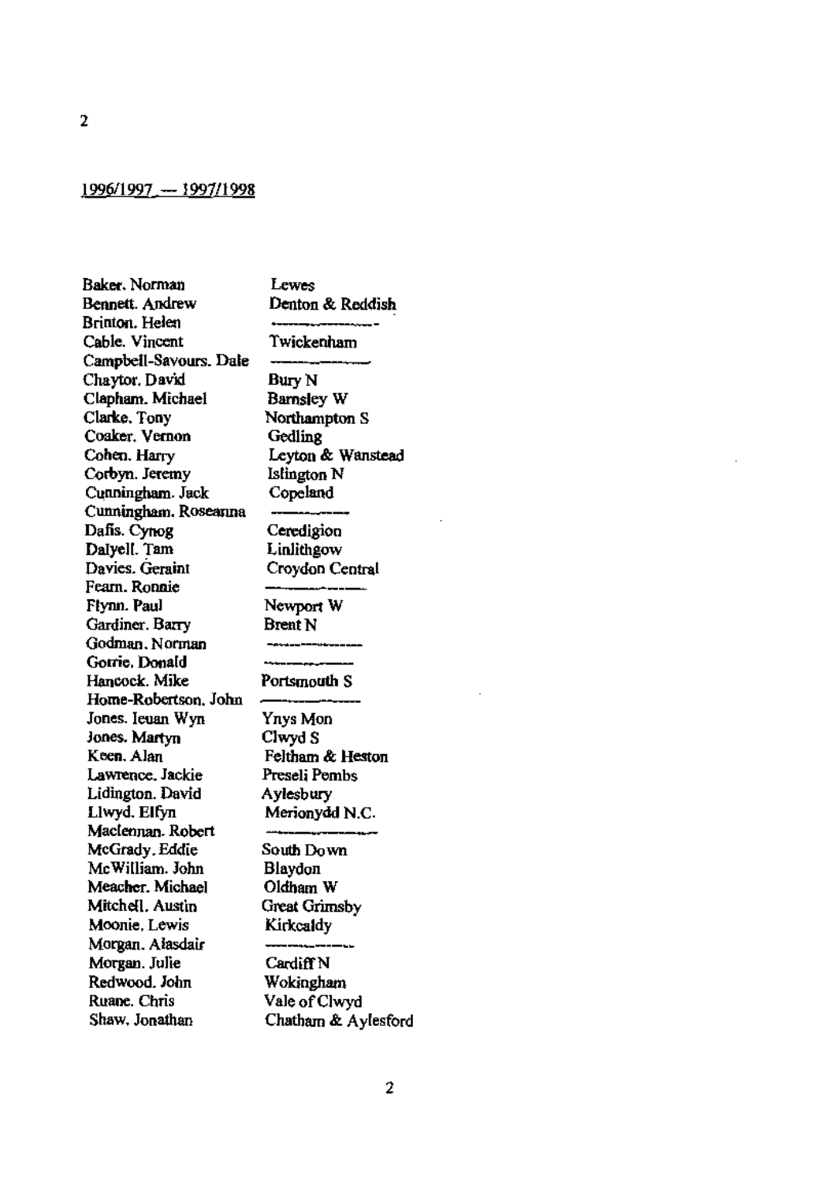<u>1996/1997 — 1997/1998</u>

| | |
|---|---|
| Baker. Norman | Lewes |
| Bennett. Andrew | Denton & Reddish |
| Brinton. Helen | ———— |
| Cable. Vincent | Twickenham |
| Campbell-Savours. Dale | ———— |
| Chaytor. David | Bury N |
| Clapham. Michael | Barnsley W |
| Clarke. Tony | Northampton S |
| Coaker. Vernon | Gedling |
| Cohen. Harry | Leyton & Wanstead |
| Corbyn. Jeremy | Islington N |
| Cunningham. Jack | Copeland |
| Cunningham. Roseanna | ———— |
| Dafis. Cynog | Ceredigion |
| Dalyell. Tam | Linlithgow |
| Davies. Geraint | Croydon Central |
| Fearn. Ronnie | ———— |
| Flynn. Paul | Newport W |
| Gardiner. Barry | Brent N |
| Godman. Norman | ———— |
| Gorrie. Donald | ———— |
| Hancock. Mike | Portsmouth S |
| Home-Robertson. John | ———— |
| Jones. Ieuan Wyn | Ynys Mon |
| Jones. Martyn | Clwyd S |
| Keen. Alan | Feltham & Heston |
| Lawrence. Jackie | Preseli Pembs |
| Lidington. David | Aylesbury |
| Llwyd. Elfyn | Merionydd N.C. |
| Maclennan. Robert | ———— |
| McGrady. Eddie | South Down |
| McWilliam. John | Blaydon |
| Meacher. Michael | Oldham W |
| Mitchell. Austin | Great Grimsby |
| Moonie. Lewis | Kirkcaldy |
| Morgan. Alasdair | ———— |
| Morgan. Julie | Cardiff N |
| Redwood. John | Wokingham |
| Ruane. Chris | Vale of Clwyd |
| Shaw. Jonathan | Chatham & Aylesford |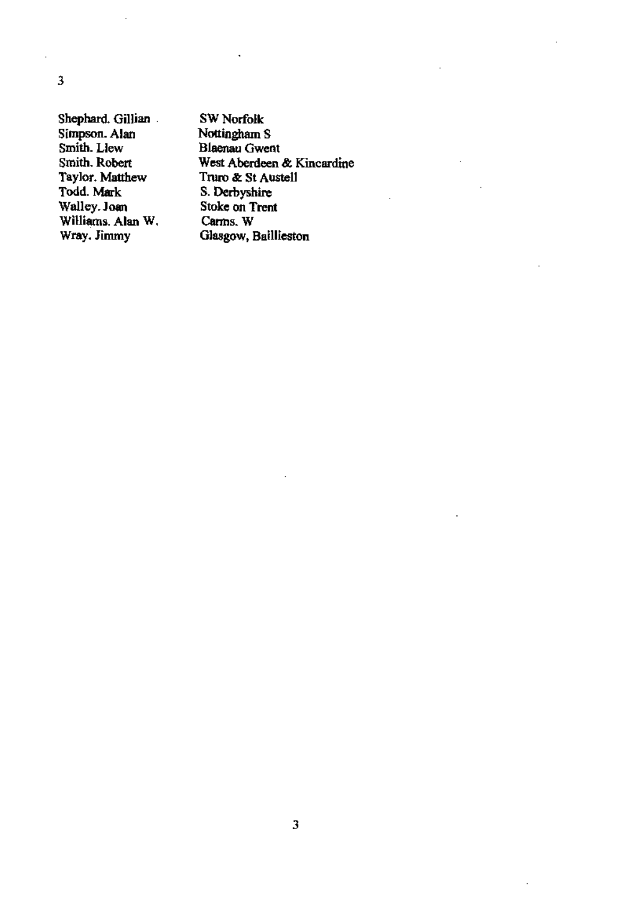| | |
|---|---|
| Shephard. Gillian | SW Norfolk |
| Simpson. Alan | Nottingham S |
| Smith. Llew | Blaenau Gwent |
| Smith. Robert | West Aberdeen & Kincardine |
| Taylor. Matthew | Truro & St Austell |
| Todd. Mark | S. Derbyshire |
| Walley. Joan | Stoke on Trent |
| Williams. Alan W. | Carms. W |
| Wray. Jimmy | Glasgow, Baillieston |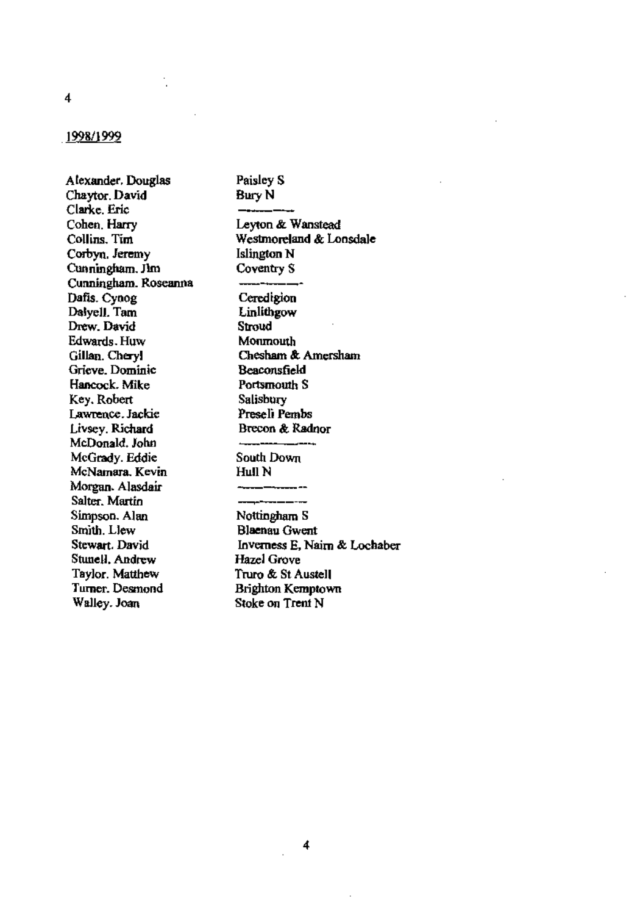<u>1998/1999</u>

| Name | Constituency |
|---|---|
| Alexander. Douglas | Paisley S |
| Chaytor. David | Bury N |
| Clarke. Eric | ——— |
| Cohen. Harry | Leyton & Wanstead |
| Collins. Tim | Westmoreland & Lonsdale |
| Corbyn. Jeremy | Islington N |
| Cunningham. Jim | Coventry S |
| Cunningham. Roseanna | ——— |
| Dafis. Cynog | Ceredigion |
| Dalyell. Tam | Linlithgow |
| Drew. David | Stroud |
| Edwards. Huw | Monmouth |
| Gillan. Cheryl | Chesham & Amersham |
| Grieve. Dominic | Beaconsfield |
| Hancock. Mike | Portsmouth S |
| Key. Robert | Salisbury |
| Lawrence. Jackie | Preseli Pembs |
| Livsey. Richard | Brecon & Radnor |
| McDonald. John | ——— |
| McGrady. Eddie | South Down |
| McNamara. Kevin | Hull N |
| Morgan. Alasdair | ——— |
| Salter. Martin | ——— |
| Simpson. Alan | Nottingham S |
| Smith. Llew | Blaenau Gwent |
| Stewart. David | Inverness E, Nairn & Lochaber |
| Stunell. Andrew | Hazel Grove |
| Taylor. Matthew | Truro & St Austell |
| Turner. Desmond | Brighton Kemptown |
| Walley. Joan | Stoke on Trent N |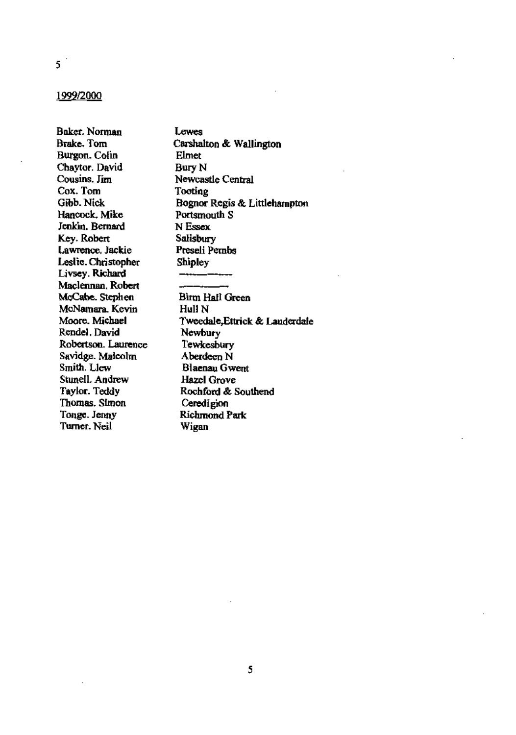1999/2000

| | |
|---|---|
| Baker. Norman | Lewes |
| Brake. Tom | Carshalton & Wallington |
| Burgon. Colin | Elmet |
| Chaytor. David | Bury N |
| Cousins. Jim | Newcastle Central |
| Cox. Tom | Tooting |
| Gibb. Nick | Bognor Regis & Littlehampton |
| Hancock. Mike | Portsmouth S |
| Jenkin. Bernard | N Essex |
| Key. Robert | Salisbury |
| Lawrence. Jackie | Preseli Pembs |
| Leslie. Christopher | Shipley |
| Livsey. Richard | ———— |
| Maclennan. Robert | ———— |
| McCabe. Stephen | Birm Hall Green |
| McNamara. Kevin | Hull N |
| Moore. Michael | Tweedale,Ettrick & Lauderdale |
| Rendel. David | Newbury |
| Robertson. Laurence | Tewkesbury |
| Savidge. Malcolm | Aberdeen N |
| Smith. Llew | Blaenau Gwent |
| Stunell. Andrew | Hazel Grove |
| Taylor. Teddy | Rochford & Southend |
| Thomas. Simon | Ceredigion |
| Tonge. Jenny | Richmond Park |
| Turner. Neil | Wigan |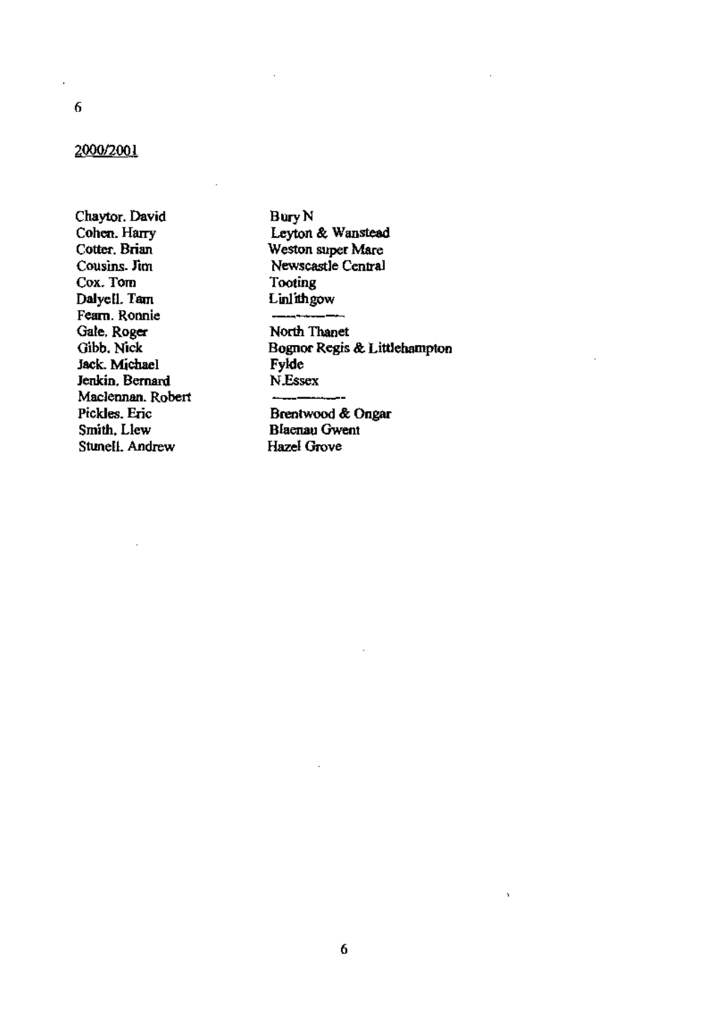<u>2000/2001</u>

| | |
|---|---|
| Chaytor. David | Bury N |
| Cohen. Harry | Leyton & Wanstead |
| Cotter. Brian | Weston super Mare |
| Cousins. Jim | Newscastle Central |
| Cox. Tom | Tooting |
| Dalyell. Tam | Linlithgow |
| Fearn. Ronnie | ———— |
| Gale. Roger | North Thanet |
| Gibb. Nick | Bognor Regis & Littlehampton |
| Jack. Michael | Fylde |
| Jenkin. Bernard | N.Essex |
| Maclennan. Robert | ———— |
| Pickles. Eric | Brentwood & Ongar |
| Smith. Llew | Blaenau Gwent |
| Stunell. Andrew | Hazel Grove |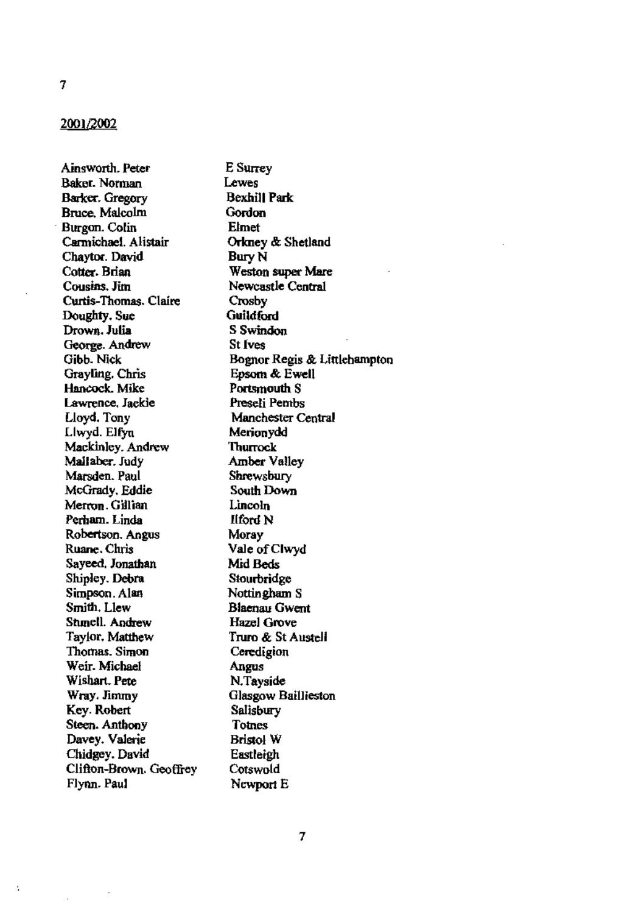2001/2002

| | |
|---|---|
| Ainsworth. Peter | E Surrey |
| Baker. Norman | Lewes |
| Barker. Gregory | Bexhill Park |
| Bruce. Malcolm | Gordon |
| Burgon. Colin | Elmet |
| Carmichael. Alistair | Orkney & Shetland |
| Chaytor. David | Bury N |
| Cotter. Brian | Weston super Mare |
| Cousins. Jim | Newcastle Central |
| Curtis-Thomas. Claire | Crosby |
| Doughty. Sue | Guildford |
| Drown. Julia | S Swindon |
| George. Andrew | St Ives |
| Gibb. Nick | Bognor Regis & Littlehampton |
| Grayling. Chris | Epsom & Ewell |
| Hancock. Mike | Portsmouth S |
| Lawrence. Jackie | Preseli Pembs |
| Lloyd. Tony | Manchester Central |
| Llwyd. Elfyn | Merionydd |
| Mackinley. Andrew | Thurrock |
| Mallaber. Judy | Amber Valley |
| Marsden. Paul | Shrewsbury |
| McGrady. Eddie | South Down |
| Merron. Gillian | Lincoln |
| Perham. Linda | Ilford N |
| Robertson. Angus | Moray |
| Ruane. Chris | Vale of Clwyd |
| Sayeed. Jonathan | Mid Beds |
| Shipley. Debra | Stourbridge |
| Simpson. Alan | Nottingham S |
| Smith. Llew | Blaenau Gwent |
| Stunell. Andrew | Hazel Grove |
| Taylor. Matthew | Truro & St Austell |
| Thomas. Simon | Ceredigion |
| Weir. Michael | Angus |
| Wishart. Pete | N.Tayside |
| Wray. Jimmy | Glasgow Baillieston |
| Key. Robert | Salisbury |
| Steen. Anthony | Totnes |
| Davey. Valerie | Bristol W |
| Chidgey. David | Eastleigh |
| Clifton-Brown. Geoffrey | Cotswold |
| Flynn. Paul | Newport E |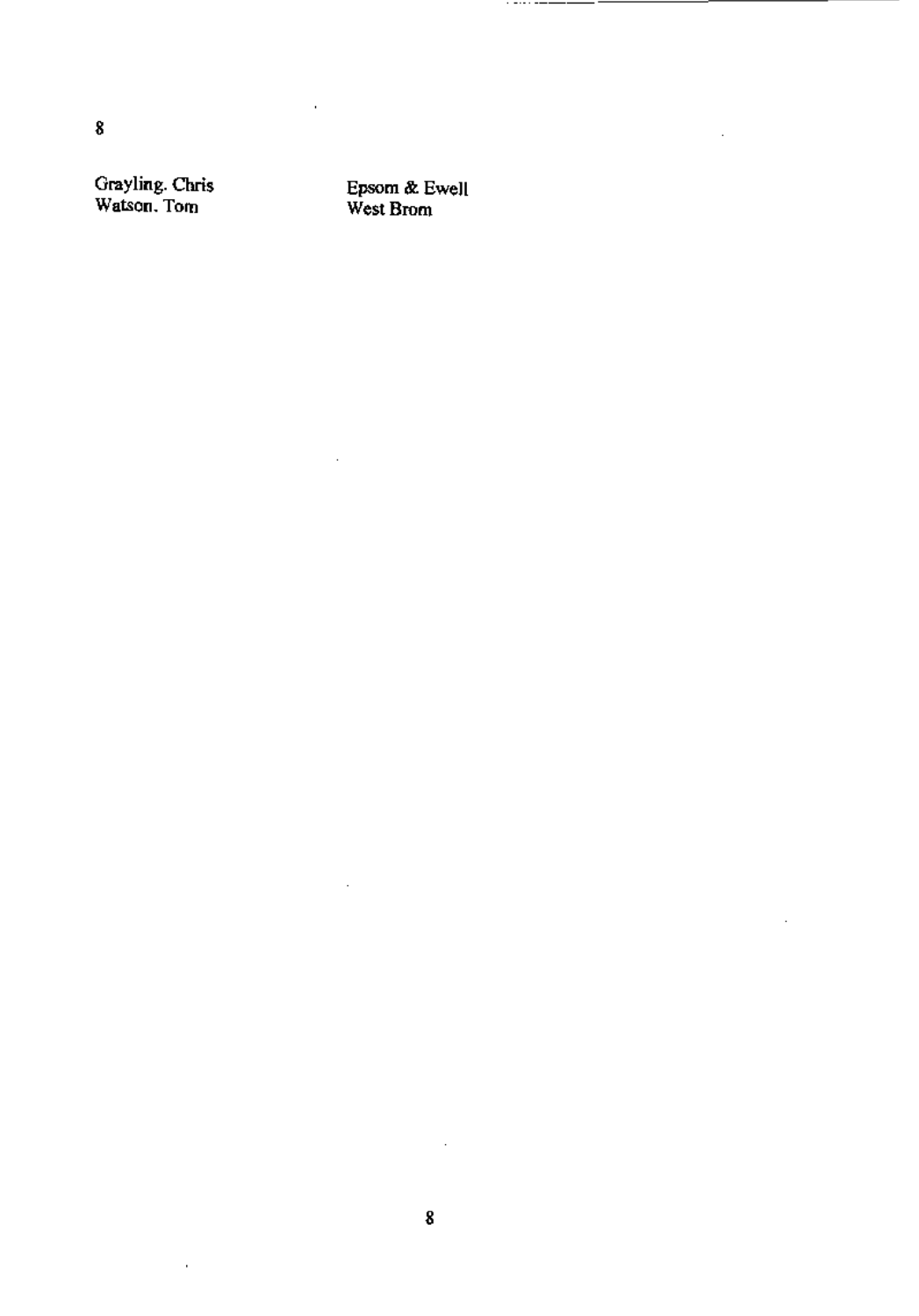8

| | |
|---|---|
| Grayling. Chris | Epsom & Ewell |
| Watson. Tom | West Brom |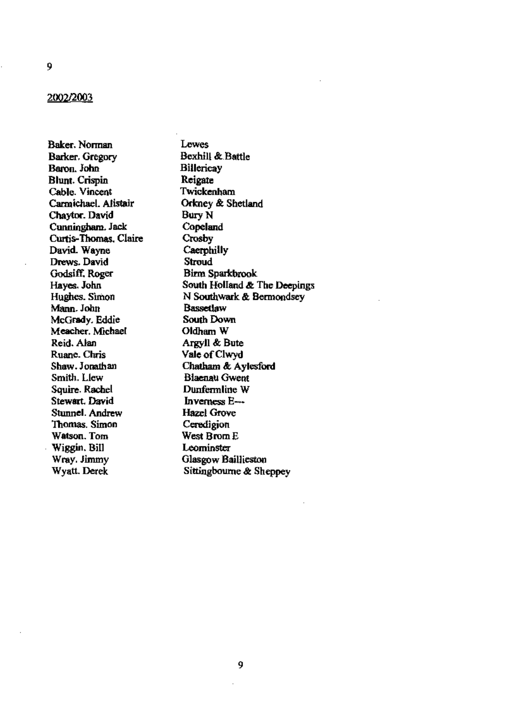2002/2003

| | |
|---|---|
| Baker. Norman | Lewes |
| Barker. Gregory | Bexhill & Battle |
| Baron. John | Billericay |
| Blunt. Crispin | Reigate |
| Cable. Vincent | Twickenham |
| Carmichael. Alistair | Orkney & Shetland |
| Chaytor. David | Bury N |
| Cunningham. Jack | Copeland |
| Curtis-Thomas. Claire | Crosby |
| David. Wayne | Caerphilly |
| Drews. David | Stroud |
| Godsiff. Roger | Birm Sparkbrook |
| Hayes. John | South Holland & The Deepings |
| Hughes. Simon | N Southwark & Bermondsey |
| Mann. John | Bassetlaw |
| McGrady. Eddie | South Down |
| Meacher. Michael | Oldham W |
| Reid. Alan | Argyll & Bute |
| Ruane. Chris | Vale of Clwyd |
| Shaw. Jonathan | Chatham & Aylesford |
| Smith. Llew | Blaenau Gwent |
| Squire. Rachel | Dunfermline W |
| Stewart. David | Inverness E--- |
| Stunnel. Andrew | Hazel Grove |
| Thomas. Simon | Ceredigion |
| Watson. Tom | West Brom E |
| Wiggin. Bill | Leominster |
| Wray. Jimmy | Glasgow Baillieston |
| Wyatt. Derek | Sittingbourne & Sheppey |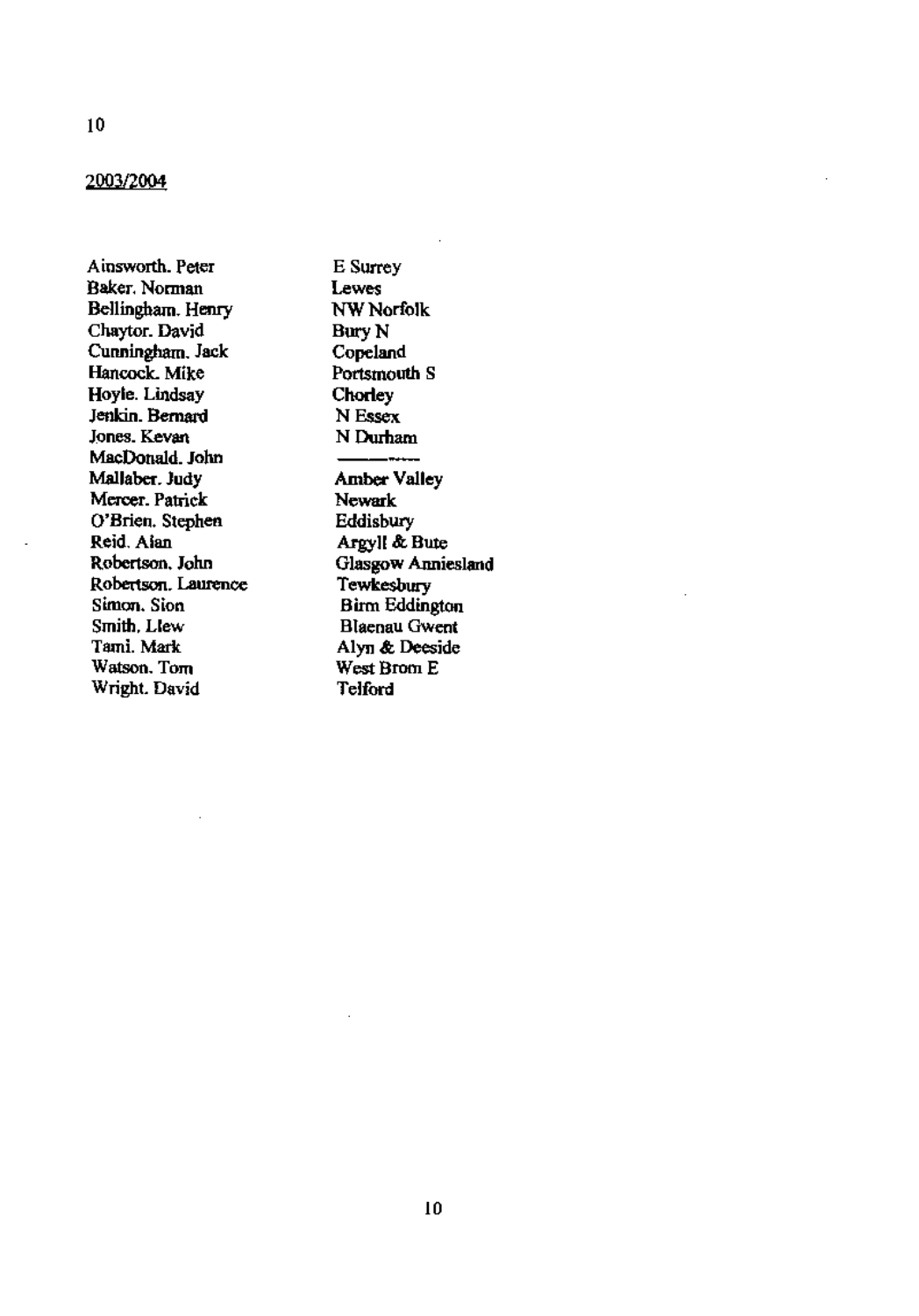2003/2004

| | |
|---|---|
| Ainsworth. Peter | E Surrey |
| Baker. Norman | Lewes |
| Bellingham. Henry | NW Norfolk |
| Chaytor. David | Bury N |
| Cunningham. Jack | Copeland |
| Hancock. Mike | Portsmouth S |
| Hoyle. Lindsay | Chorley |
| Jenkin. Bernard | N Essex |
| Jones. Kevan | N Durham |
| MacDonald. John | ——— |
| Mallaber. Judy | Amber Valley |
| Mercer. Patrick | Newark |
| O'Brien. Stephen | Eddisbury |
| Reid. Alan | Argyll & Bute |
| Robertson. John | Glasgow Anniesland |
| Robertson. Laurence | Tewkesbury |
| Simon. Sion | Birm Eddington |
| Smith. Llew | Blaenau Gwent |
| Tami. Mark | Alyn & Deeside |
| Watson. Tom | West Brom E |
| Wright. David | Telford |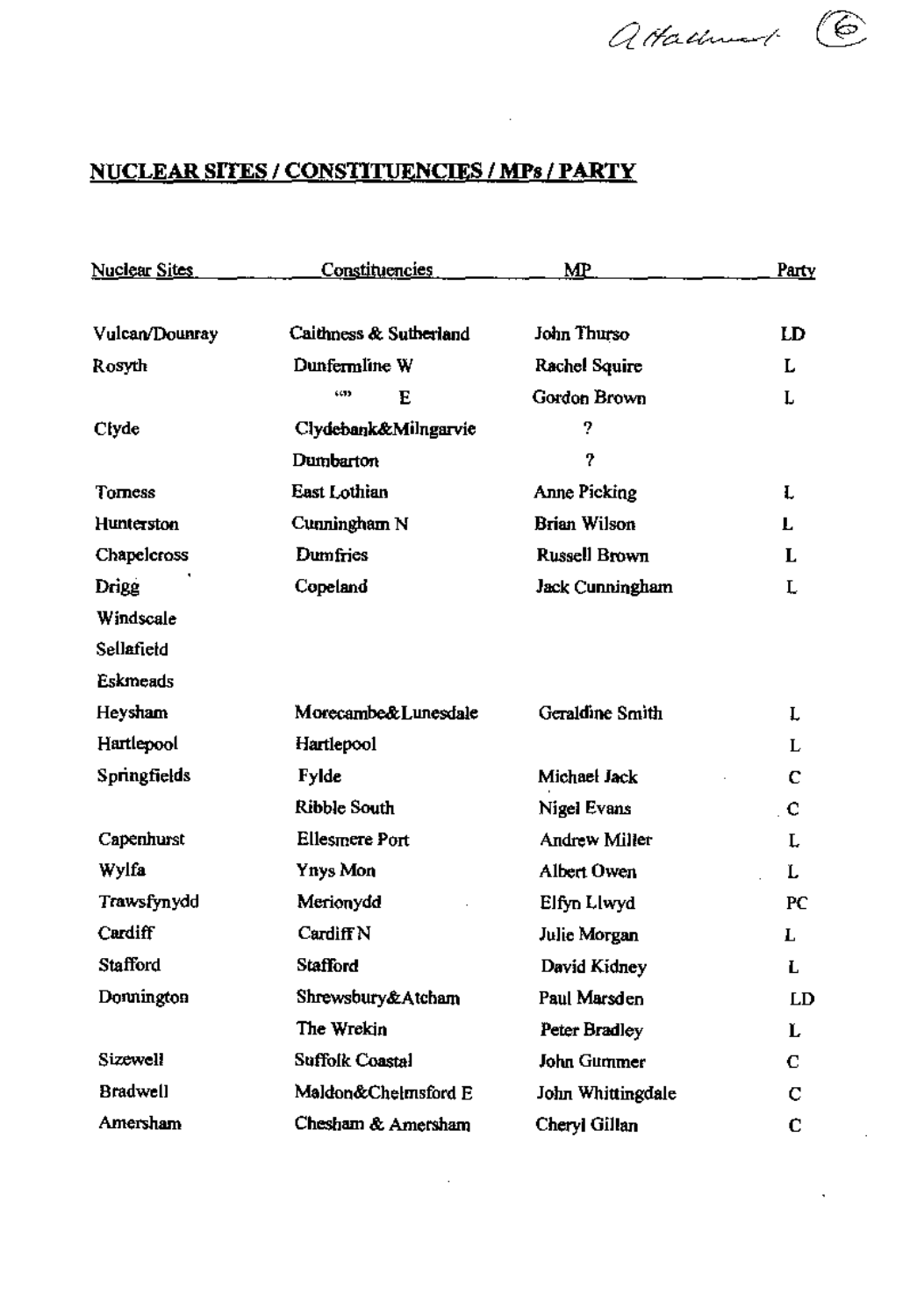A Hallmark ⑥

## NUCLEAR SITES / CONSTITUENCIES / MPs / PARTY

| Nuclear Sites | Constituencies | MP | Party |
|---|---|---|---|
| Vulcan/Dounray | Caithness & Sutherland | John Thurso | LD |
| Rosyth | Dunfermline W | Rachel Squire | L |
| | " E | Gordon Brown | L |
| Clyde | Clydebank&Milngarvie | ? | |
| | Dumbarton | ? | |
| Torness | East Lothian | Anne Picking | L |
| Hunterston | Cunningham N | Brian Wilson | L |
| Chapelcross | Dumfries | Russell Brown | L |
| Drigg | Copeland | Jack Cunningham | L |
| Windscale | | | |
| Sellafield | | | |
| Eskmeads | | | |
| Heysham | Morecambe&Lunesdale | Geraldine Smith | L |
| Hartlepool | Hartlepool | | L |
| Springfields | Fylde | Michael Jack | C |
| | Ribble South | Nigel Evans | C |
| Capenhurst | Ellesmere Port | Andrew Miller | L |
| Wylfa | Ynys Mon | Albert Owen | L |
| Trawsfynydd | Merionydd | Elfyn Llwyd | PC |
| Cardiff | Cardiff N | Julie Morgan | L |
| Stafford | Stafford | David Kidney | L |
| Donnington | Shrewsbury&Atcham | Paul Marsden | LD |
| | The Wrekin | Peter Bradley | L |
| Sizewell | Suffolk Coastal | John Gummer | C |
| Bradwell | Maldon&Chelmsford E | John Whittingdale | C |
| Amersham | Chesham & Amersham | Cheryl Gillan | C |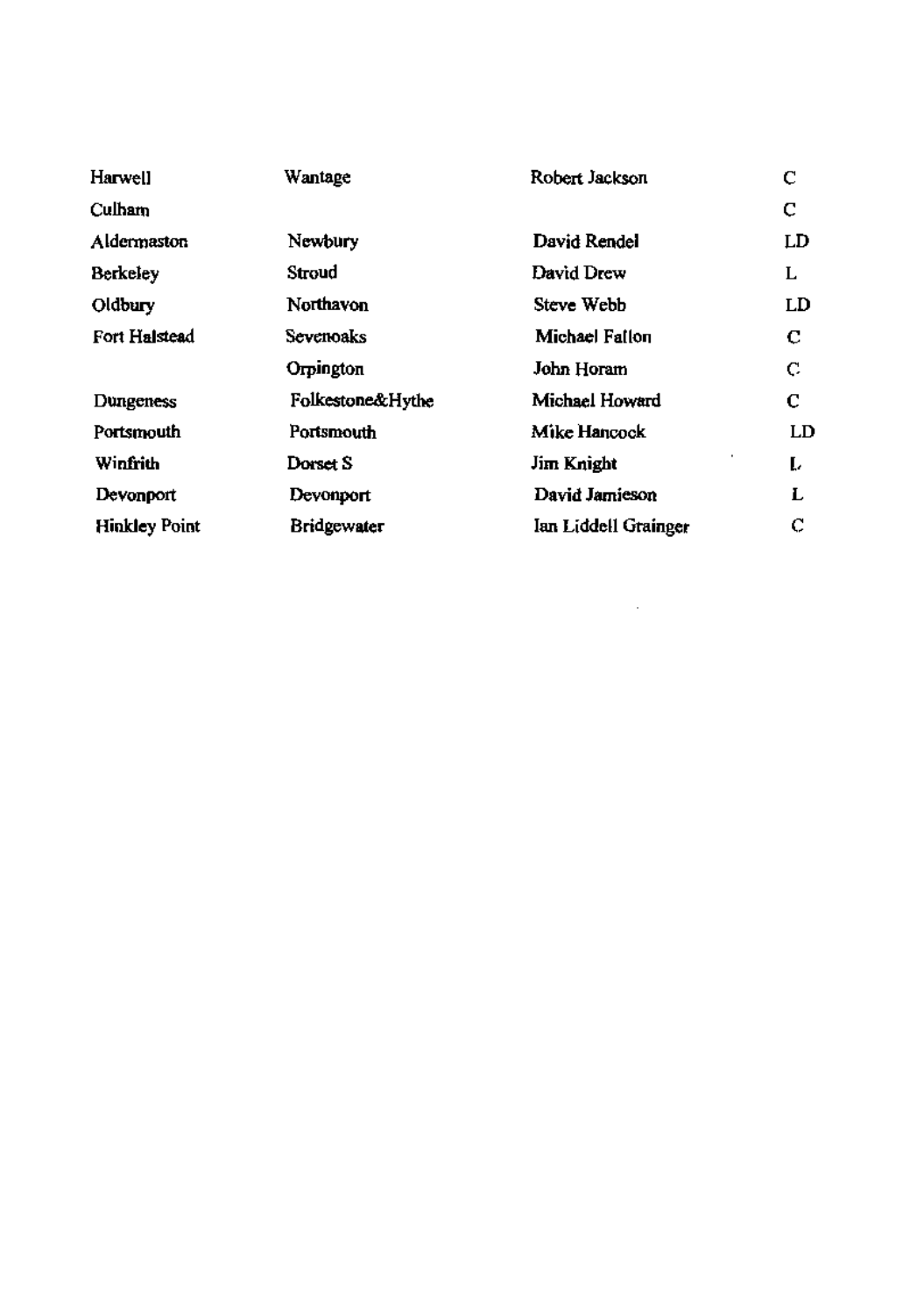| | | | |
|---|---|---|---|
| Harwell | Wantage | Robert Jackson | C |
| Culham | | | C |
| Aldermaston | Newbury | David Rendel | LD |
| Berkeley | Stroud | David Drew | L |
| Oldbury | Northavon | Steve Webb | LD |
| Fort Halstead | Sevenoaks | Michael Fallon | C |
| | Orpington | John Horam | C |
| Dungeness | Folkestone&Hythe | Michael Howard | C |
| Portsmouth | Portsmouth | Mike Hancock | LD |
| Winfrith | Dorset S | Jim Knight | L |
| Devonport | Devonport | David Jamieson | L |
| Hinkley Point | Bridgewater | Ian Liddell Grainger | C |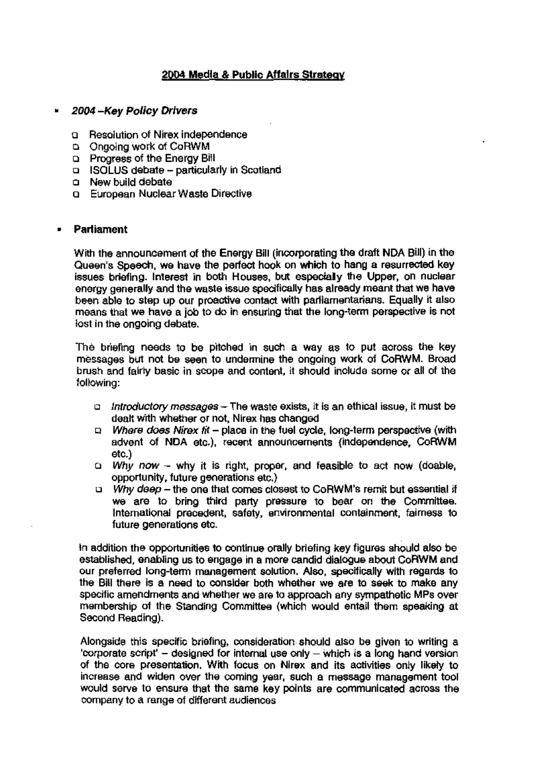# 2004 Media & Public Affairs Strategy

- ***2004 –Key Policy Drivers***

  - Resolution of Nirex independence
  - Ongoing work of CoRWM
  - Progress of the Energy Bill
  - ISOLUS debate – particularly in Scotland
  - New build debate
  - European Nuclear Waste Directive

- **Parliament**

  With the announcement of the Energy Bill (incorporating the draft NDA Bill) in the Queen's Speech, we have the perfect hook on which to hang a resurrected key issues briefing. Interest in both Houses, but especially the Upper, on nuclear energy generally and the waste issue specifically has already meant that we have been able to step up our proactive contact with parliamentarians. Equally it also means that we have a job to do in ensuring that the long-term perspective is not lost in the ongoing debate.

  The briefing needs to be pitched in such a way as to put across the key messages but not be seen to undermine the ongoing work of CoRWM. Broad brush and fairly basic in scope and content, it should include some or all of the following:

  - *Introductory messages* – The waste exists, it is an ethical issue, it must be dealt with whether or not, Nirex has changed
  - *Where does Nirex fit* – place in the fuel cycle, long-term perspective (with advent of NDA etc.), recent announcements (independence, CoRWM etc.)
  - *Why now* – why it is right, proper, and feasible to act now (doable, opportunity, future generations etc.)
  - *Why deep* – the one that comes closest to CoRWM's remit but essential if we are to bring third party pressure to bear on the Committee. International precedent, safety, environmental containment, fairness to future generations etc.

  In addition the opportunities to continue orally briefing key figures should also be established, enabling us to engage in a more candid dialogue about CoRWM and our preferred long-term management solution. Also, specifically with regards to the Bill there is a need to consider both whether we are to seek to make any specific amendments and whether we are to approach any sympathetic MPs over membership of the Standing Committee (which would entail them speaking at Second Reading).

  Alongside this specific briefing, consideration should also be given to writing a 'corporate script' – designed for internal use only – which is a long hand version of the core presentation. With focus on Nirex and its activities only likely to increase and widen over the coming year, such a message management tool would serve to ensure that the same key points are communicated across the company to a range of different audiences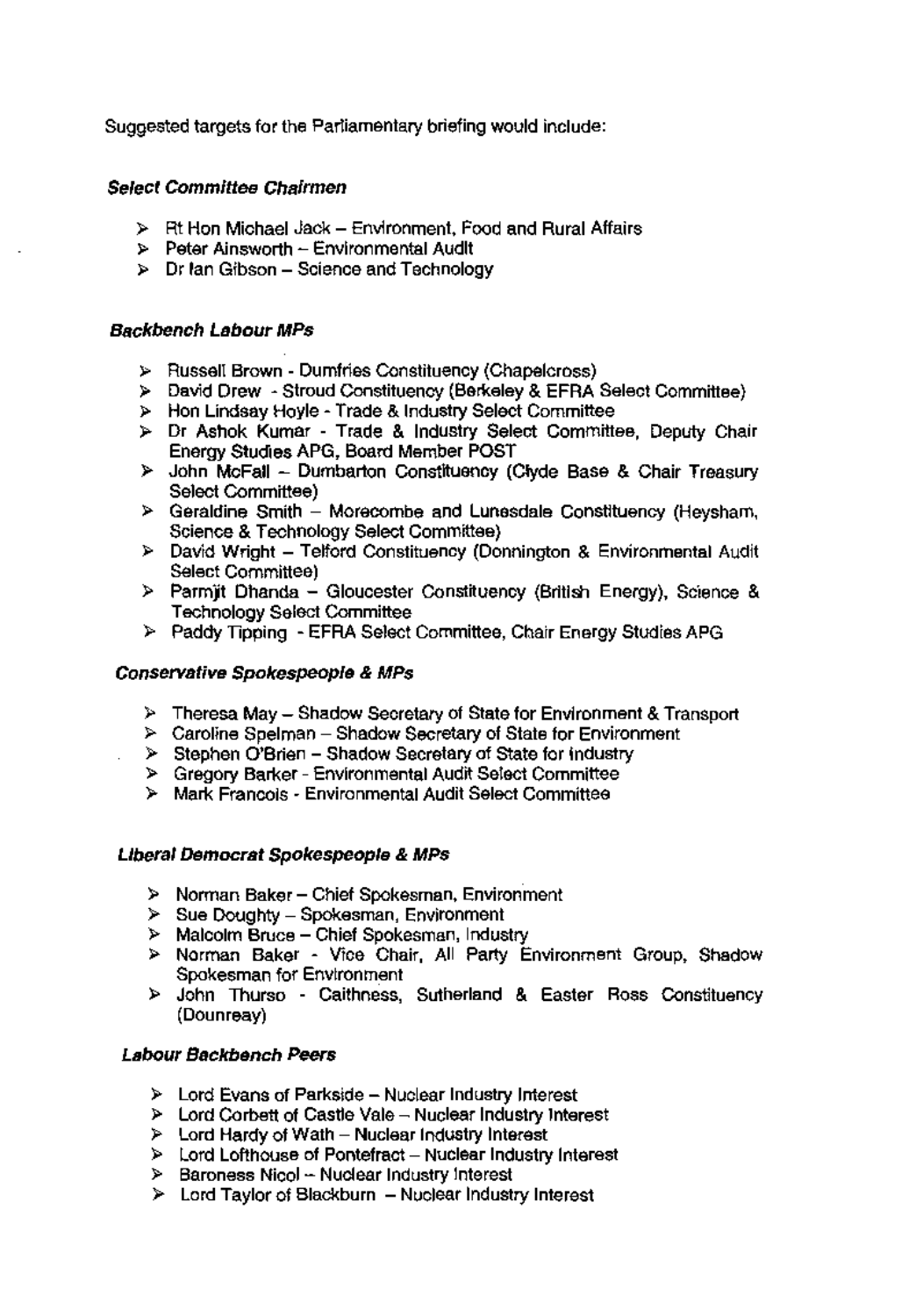Suggested targets for the Parliamentary briefing would include:

***Select Committee Chairmen***

- Rt Hon Michael Jack – Environment, Food and Rural Affairs
- Peter Ainsworth – Environmental Audit
- Dr Ian Gibson – Science and Technology

***Backbench Labour MPs***

- Russell Brown - Dumfries Constituency (Chapelcross)
- David Drew - Stroud Constituency (Berkeley & EFRA Select Committee)
- Hon Lindsay Hoyle - Trade & Industry Select Committee
- Dr Ashok Kumar - Trade & Industry Select Committee, Deputy Chair Energy Studies APG, Board Member POST
- John McFall – Dumbarton Constituency (Clyde Base & Chair Treasury Select Committee)
- Geraldine Smith – Morecombe and Lunesdale Constituency (Heysham, Science & Technology Select Committee)
- David Wright – Telford Constituency (Donnington & Environmental Audit Select Committee)
- Parmjit Dhanda – Gloucester Constituency (British Energy), Science & Technology Select Committee
- Paddy Tipping - EFRA Select Committee, Chair Energy Studies APG

***Conservative Spokespeople & MPs***

- Theresa May – Shadow Secretary of State for Environment & Transport
- Caroline Spelman – Shadow Secretary of State for Environment
- Stephen O'Brien – Shadow Secretary of State for Industry
- Gregory Barker - Environmental Audit Select Committee
- Mark Francois - Environmental Audit Select Committee

***Liberal Democrat Spokespeople & MPs***

- Norman Baker – Chief Spokesman, Environment
- Sue Doughty – Spokesman, Environment
- Malcolm Bruce – Chief Spokesman, Industry
- Norman Baker - Vice Chair, All Party Environment Group, Shadow Spokesman for Environment
- John Thurso - Caithness, Sutherland & Easter Ross Constituency (Dounreay)

***Labour Backbench Peers***

- Lord Evans of Parkside – Nuclear Industry Interest
- Lord Corbett of Castle Vale – Nuclear Industry Interest
- Lord Hardy of Wath – Nuclear Industry Interest
- Lord Lofthouse of Pontefract – Nuclear Industry Interest
- Baroness Nicol – Nuclear Industry Interest
- Lord Taylor of Blackburn – Nuclear Industry Interest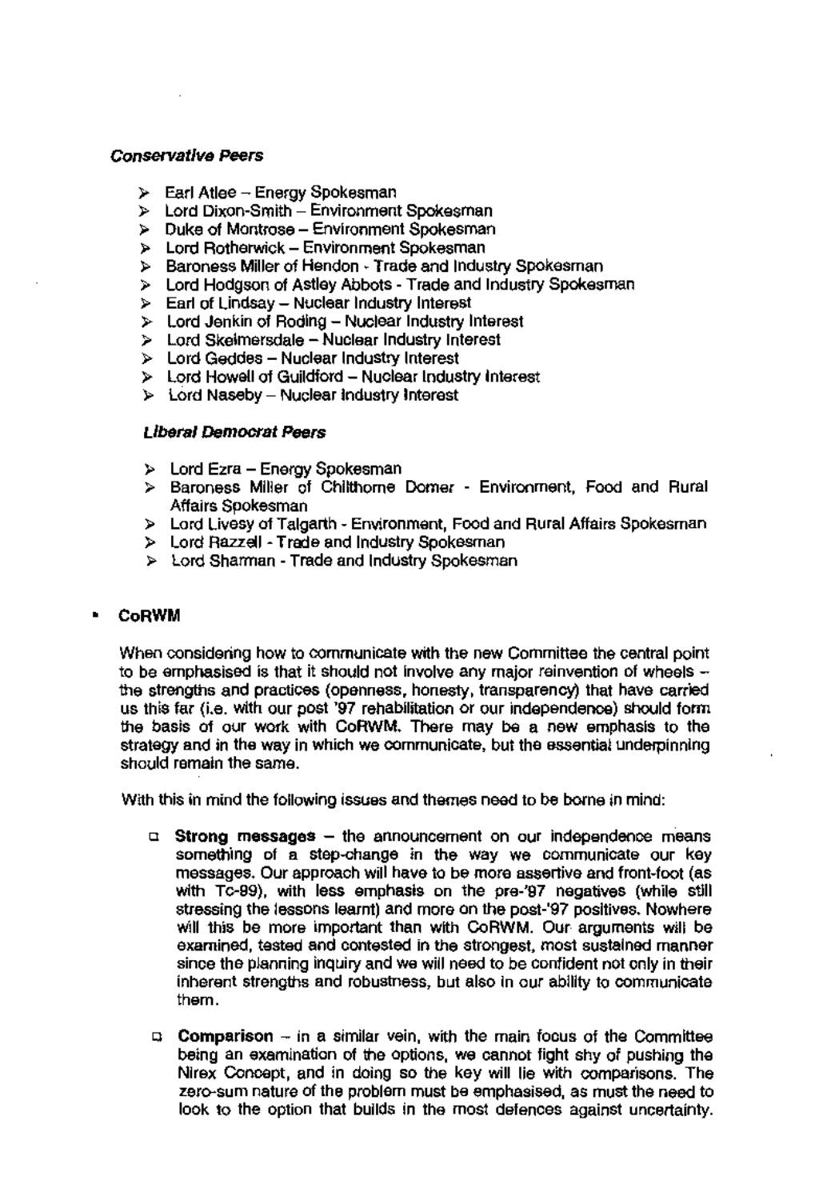#### *Conservative Peers*

- Earl Atlee – Energy Spokesman
- Lord Dixon-Smith – Environment Spokesman
- Duke of Montrose – Environment Spokesman
- Lord Rotherwick – Environment Spokesman
- Baroness Miller of Hendon - Trade and Industry Spokesman
- Lord Hodgson of Astley Abbots - Trade and Industry Spokesman
- Earl of Lindsay – Nuclear Industry Interest
- Lord Jenkin of Roding – Nuclear Industry Interest
- Lord Skelmersdale – Nuclear Industry Interest
- Lord Geddes – Nuclear Industry Interest
- Lord Howell of Guildford – Nuclear Industry Interest
- Lord Naseby – Nuclear Industry Interest

#### *Liberal Democrat Peers*

- Lord Ezra – Energy Spokesman
- Baroness Miller of Chilthorne Domer - Environment, Food and Rural Affairs Spokesman
- Lord Livesy of Talgarth - Environment, Food and Rural Affairs Spokesman
- Lord Razzell - Trade and Industry Spokesman
- Lord Sharman - Trade and Industry Spokesman

- **CoRWM**

When considering how to communicate with the new Committee the central point to be emphasised is that it should not involve any major reinvention of wheels – the strengths and practices (openness, honesty, transparency) that have carried us this far (i.e. with our post '97 rehabilitation or our independence) should form the basis of our work with CoRWM. There may be a new emphasis to the strategy and in the way in which we communicate, but the essential underpinning should remain the same.

With this in mind the following issues and themes need to be borne in mind:

- **Strong messages** – the announcement on our independence means something of a step-change in the way we communicate our key messages. Our approach will have to be more assertive and front-foot (as with Tc-99), with less emphasis on the pre-'97 negatives (while still stressing the lessons learnt) and more on the post-'97 positives. Nowhere will this be more important than with CoRWM. Our arguments will be examined, tested and contested in the strongest, most sustained manner since the planning inquiry and we will need to be confident not only in their inherent strengths and robustness, but also in our ability to communicate them.

- **Comparison** – in a similar vein, with the main focus of the Committee being an examination of the options, we cannot fight shy of pushing the Nirex Concept, and in doing so the key will lie with comparisons. The zero-sum nature of the problem must be emphasised, as must the need to look to the option that builds in the most defences against uncertainty.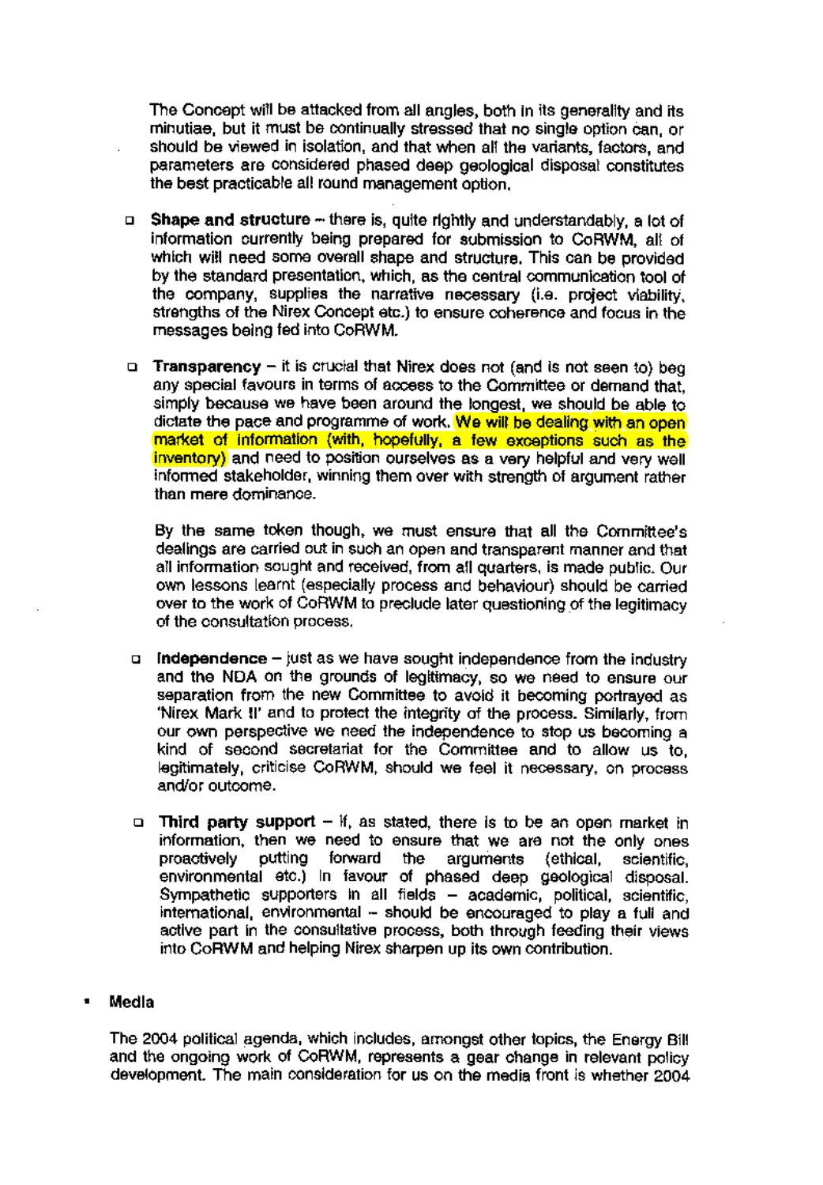The Concept will be attacked from all angles, both in its generality and its minutiae, but it must be continually stressed that no single option can, or should be viewed in isolation, and that when all the variants, factors, and parameters are considered phased deep geological disposal constitutes the best practicable all round management option.

- **Shape and structure** – there is, quite rightly and understandably, a lot of information currently being prepared for submission to CoRWM, all of which will need some overall shape and structure. This can be provided by the standard presentation, which, as the central communication tool of the company, supplies the narrative necessary (i.e. project viability, strengths of the Nirex Concept etc.) to ensure coherence and focus in the messages being fed into CoRWM.

- **Transparency** – it is crucial that Nirex does not (and is not seen to) beg any special favours in terms of access to the Committee or demand that, simply because we have been around the longest, we should be able to dictate the pace and programme of work. We will be dealing with an open market of information (with, hopefully, a few exceptions such as the inventory) and need to position ourselves as a very helpful and very well informed stakeholder, winning them over with strength of argument rather than mere dominance.

  By the same token though, we must ensure that all the Committee's dealings are carried out in such an open and transparent manner and that all information sought and received, from all quarters, is made public. Our own lessons learnt (especially process and behaviour) should be carried over to the work of CoRWM to preclude later questioning of the legitimacy of the consultation process.

- **Independence** – just as we have sought independence from the industry and the NDA on the grounds of legitimacy, so we need to ensure our separation from the new Committee to avoid it becoming portrayed as 'Nirex Mark II' and to protect the integrity of the process. Similarly, from our own perspective we need the independence to stop us becoming a kind of second secretariat for the Committee and to allow us to, legitimately, criticise CoRWM, should we feel it necessary, on process and/or outcome.

- **Third party support** – If, as stated, there is to be an open market in information, then we need to ensure that we are not the only ones proactively putting forward the arguments (ethical, scientific, environmental etc.) in favour of phased deep geological disposal. Sympathetic supporters in all fields – academic, political, scientific, international, environmental – should be encouraged to play a full and active part in the consultative process, both through feeding their views into CoRWM and helping Nirex sharpen up its own contribution.

- **Media**

The 2004 political agenda, which includes, amongst other topics, the Energy Bill and the ongoing work of CoRWM, represents a gear change in relevant policy development. The main consideration for us on the media front is whether 2004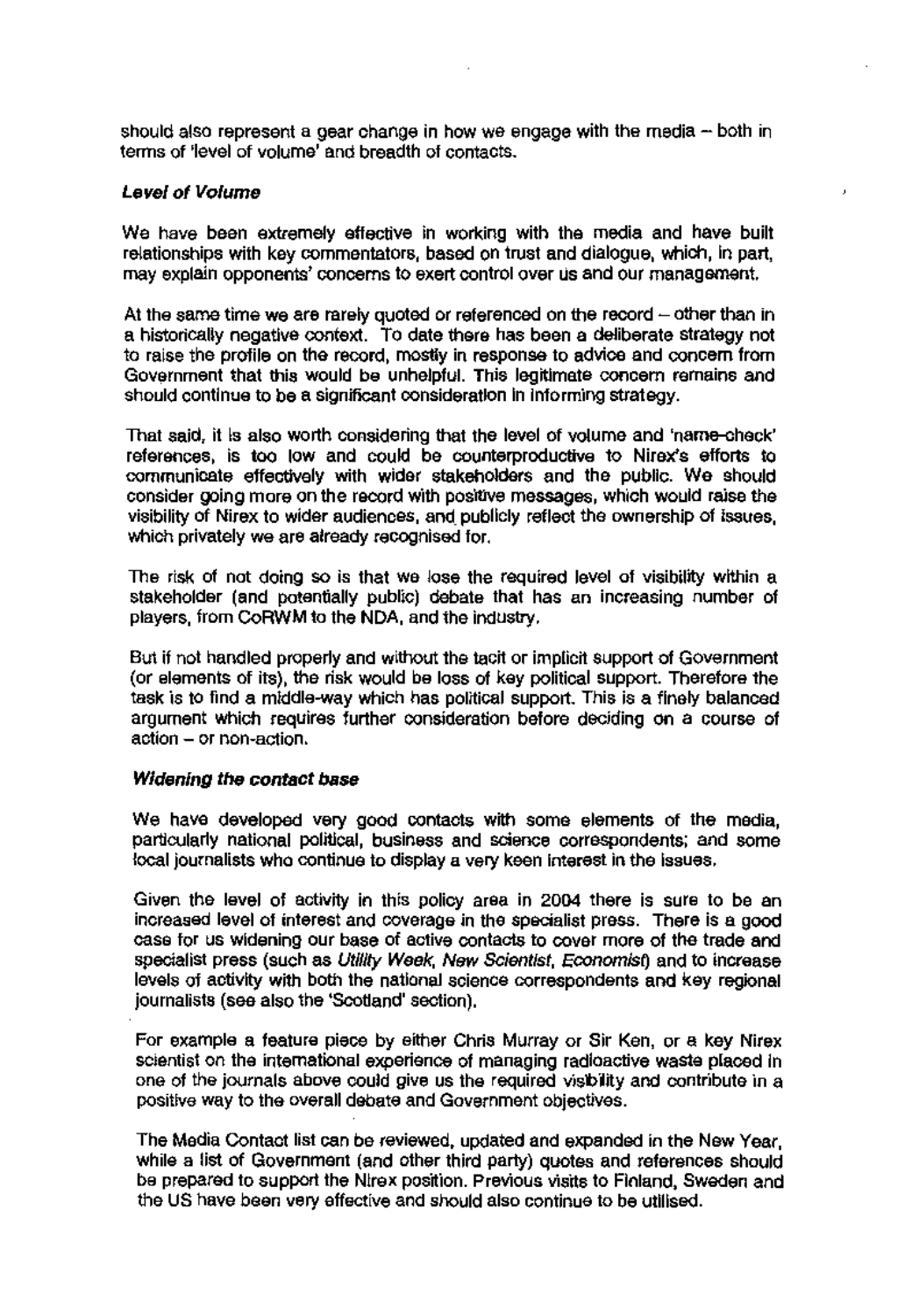should also represent a gear change in how we engage with the media – both in terms of 'level of volume' and breadth of contacts.

***Level of Volume***

We have been extremely effective in working with the media and have built relationships with key commentators, based on trust and dialogue, which, in part, may explain opponents' concerns to exert control over us and our management.

At the same time we are rarely quoted or referenced on the record – other than in a historically negative context. To date there has been a deliberate strategy not to raise the profile on the record, mostly in response to advice and concern from Government that this would be unhelpful. This legitimate concern remains and should continue to be a significant consideration in informing strategy.

That said, it is also worth considering that the level of volume and 'name-check' references, is too low and could be counterproductive to Nirex's efforts to communicate effectively with wider stakeholders and the public. We should consider going more on the record with positive messages, which would raise the visibility of Nirex to wider audiences, and publicly reflect the ownership of issues, which privately we are already recognised for.

The risk of not doing so is that we lose the required level of visibility within a stakeholder (and potentially public) debate that has an increasing number of players, from CoRWM to the NDA, and the industry.

But if not handled properly and without the tacit or implicit support of Government (or elements of its), the risk would be loss of key political support. Therefore the task is to find a middle-way which has political support. This is a finely balanced argument which requires further consideration before deciding on a course of action – or non-action.

***Widening the contact base***

We have developed very good contacts with some elements of the media, particularly national political, business and science correspondents; and some local journalists who continue to display a very keen interest in the issues.

Given the level of activity in this policy area in 2004 there is sure to be an increased level of interest and coverage in the specialist press. There is a good case for us widening our base of active contacts to cover more of the trade and specialist press (such as *Utility Week*, *New Scientist*, *Economist*) and to increase levels of activity with both the national science correspondents and key regional journalists (see also the 'Scotland' section).

For example a feature piece by either Chris Murray or Sir Ken, or a key Nirex scientist on the international experience of managing radioactive waste placed in one of the journals above could give us the required visbility and contribute in a positive way to the overall debate and Government objectives.

The Media Contact list can be reviewed, updated and expanded in the New Year, while a list of Government (and other third party) quotes and references should be prepared to support the Nirex position. Previous visits to Finland, Sweden and the US have been very effective and should also continue to be utilised.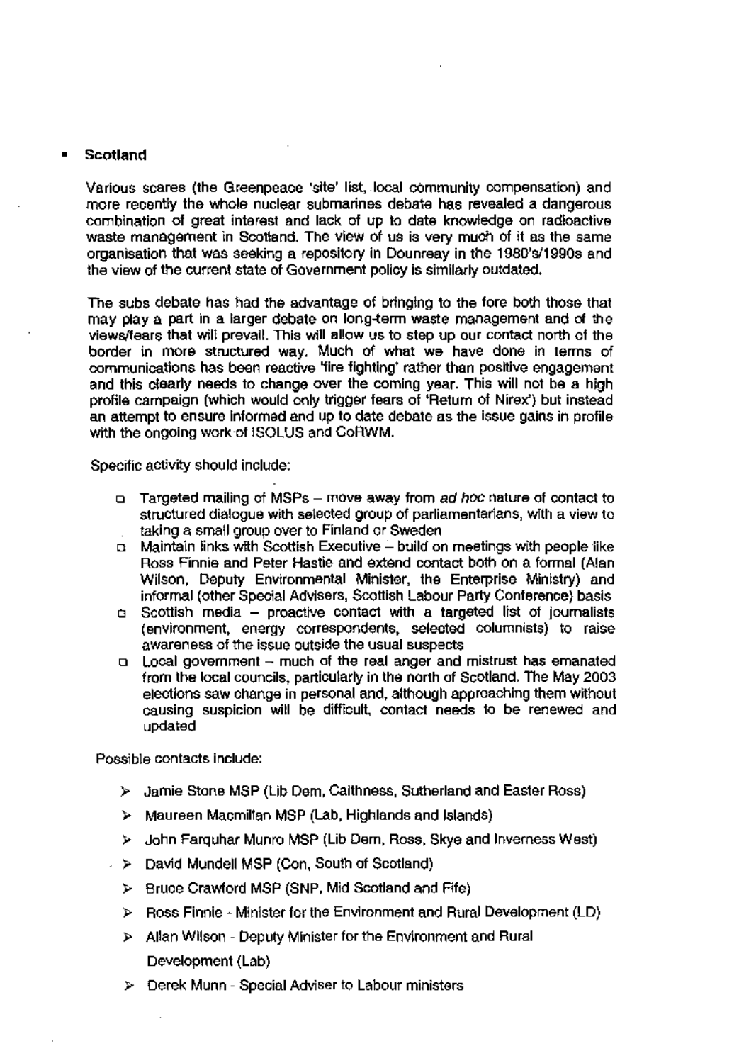- **Scotland**

  Various scares (the Greenpeace 'site' list, local community compensation) and more recently the whole nuclear submarines debate has revealed a dangerous combination of great interest and lack of up to date knowledge on radioactive waste management in Scotland. The view of us is very much of it as the same organisation that was seeking a repository in Dounreay in the 1980's/1990s and the view of the current state of Government policy is similarly outdated.

  The subs debate has had the advantage of bringing to the fore both those that may play a part in a larger debate on long-term waste management and of the views/fears that will prevail. This will allow us to step up our contact north of the border in more structured way. Much of what we have done in terms of communications has been reactive 'fire fighting' rather than positive engagement and this clearly needs to change over the coming year. This will not be a high profile campaign (which would only trigger fears of 'Return of Nirex') but instead an attempt to ensure informed and up to date debate as the issue gains in profile with the ongoing work of ISOLUS and CoRWM.

  Specific activity should include:

  - Targeted mailing of MSPs – move away from *ad hoc* nature of contact to structured dialogue with selected group of parliamentarians, with a view to taking a small group over to Finland or Sweden
  - Maintain links with Scottish Executive – build on meetings with people like Ross Finnie and Peter Hastie and extend contact both on a formal (Alan Wilson, Deputy Environmental Minister, the Enterprise Ministry) and informal (other Special Advisers, Scottish Labour Party Conference) basis
  - Scottish media – proactive contact with a targeted list of journalists (environment, energy correspondents, selected columnists) to raise awareness of the issue outside the usual suspects
  - Local government – much of the real anger and mistrust has emanated from the local councils, particularly in the north of Scotland. The May 2003 elections saw change in personal and, although approaching them without causing suspicion will be difficult, contact needs to be renewed and updated

  Possible contacts include:

  - Jamie Stone MSP (Lib Dem, Caithness, Sutherland and Easter Ross)
  - Maureen Macmillan MSP (Lab, Highlands and Islands)
  - John Farquhar Munro MSP (Lib Dem, Ross, Skye and Inverness West)
  - David Mundell MSP (Con, South of Scotland)
  - Bruce Crawford MSP (SNP, Mid Scotland and Fife)
  - Ross Finnie - Minister for the Environment and Rural Development (LD)
  - Allan Wilson - Deputy Minister for the Environment and Rural Development (Lab)
  - Derek Munn - Special Adviser to Labour ministers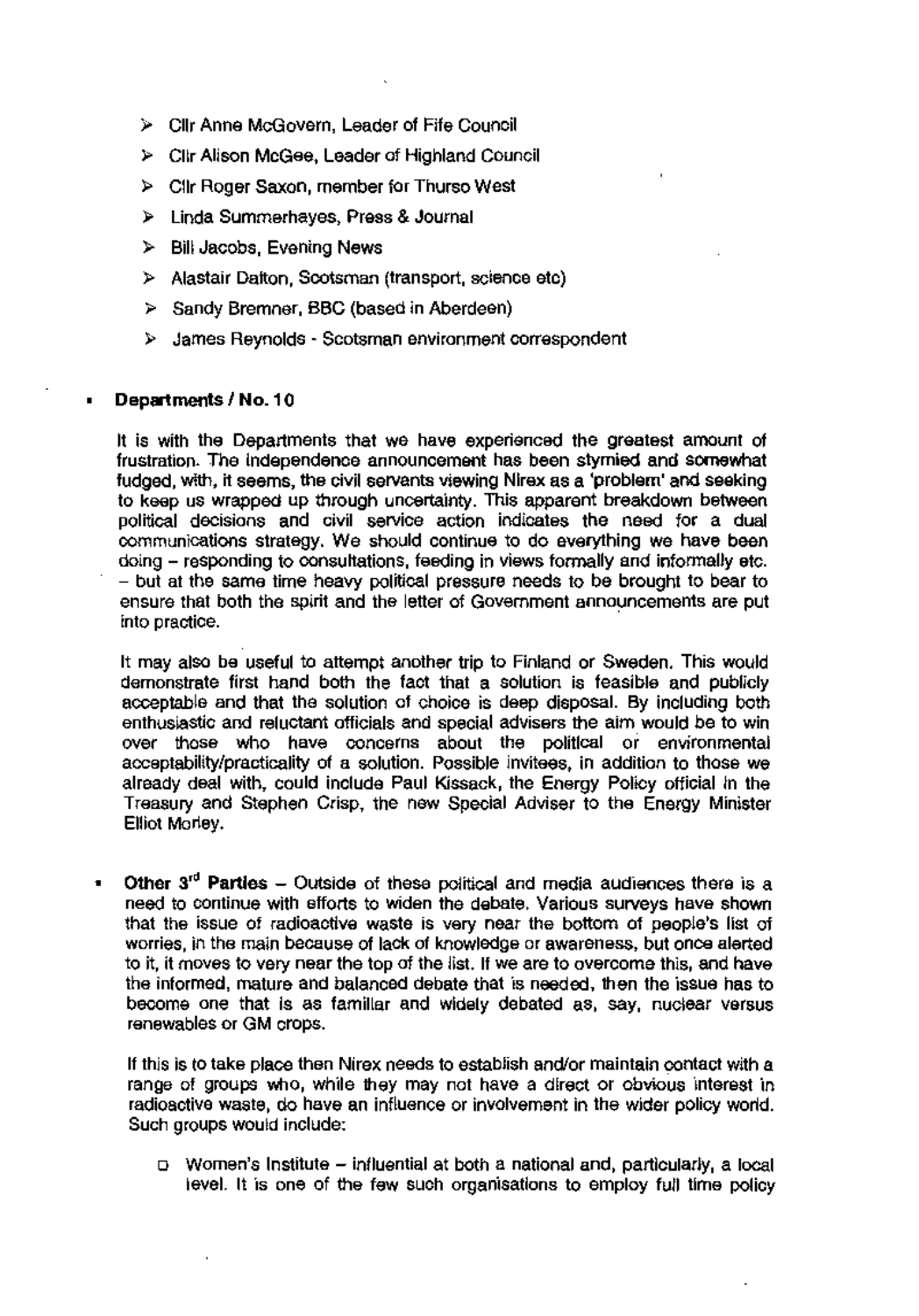- Cllr Anne McGovern, Leader of Fife Council
- Cllr Alison McGee, Leader of Highland Council
- Cllr Roger Saxon, member for Thurso West
- Linda Summerhayes, Press & Journal
- Bill Jacobs, Evening News
- Alastair Dalton, Scotsman (transport, science etc)
- Sandy Bremner, BBC (based in Aberdeen)
- James Reynolds - Scotsman environment correspondent

- **Departments / No. 10**

  It is with the Departments that we have experienced the greatest amount of frustration. The independence announcement has been stymied and somewhat fudged, with, it seems, the civil servants viewing Nirex as a 'problem' and seeking to keep us wrapped up through uncertainty. This apparent breakdown between political decisions and civil service action indicates the need for a dual communications strategy. We should continue to do everything we have been doing – responding to consultations, feeding in views formally and informally etc. – but at the same time heavy political pressure needs to be brought to bear to ensure that both the spirit and the letter of Government announcements are put into practice.

  It may also be useful to attempt another trip to Finland or Sweden. This would demonstrate first hand both the fact that a solution is feasible and publicly acceptable and that the solution of choice is deep disposal. By including both enthusiastic and reluctant officials and special advisers the aim would be to win over those who have concerns about the political or environmental acceptability/practicality of a solution. Possible invitees, in addition to those we already deal with, could include Paul Kissack, the Energy Policy official in the Treasury and Stephen Crisp, the new Special Adviser to the Energy Minister Elliot Morley.

- **Other 3rd Parties** – Outside of these political and media audiences there is a need to continue with efforts to widen the debate. Various surveys have shown that the issue of radioactive waste is very near the bottom of people's list of worries, in the main because of lack of knowledge or awareness, but once alerted to it, it moves to very near the top of the list. If we are to overcome this, and have the informed, mature and balanced debate that is needed, then the issue has to become one that is as familiar and widely debated as, say, nuclear versus renewables or GM crops.

  If this is to take place then Nirex needs to establish and/or maintain contact with a range of groups who, while they may not have a direct or obvious interest in radioactive waste, do have an influence or involvement in the wider policy world. Such groups would include:

  - Women's Institute – influential at both a national and, particularly, a local level. It is one of the few such organisations to employ full time policy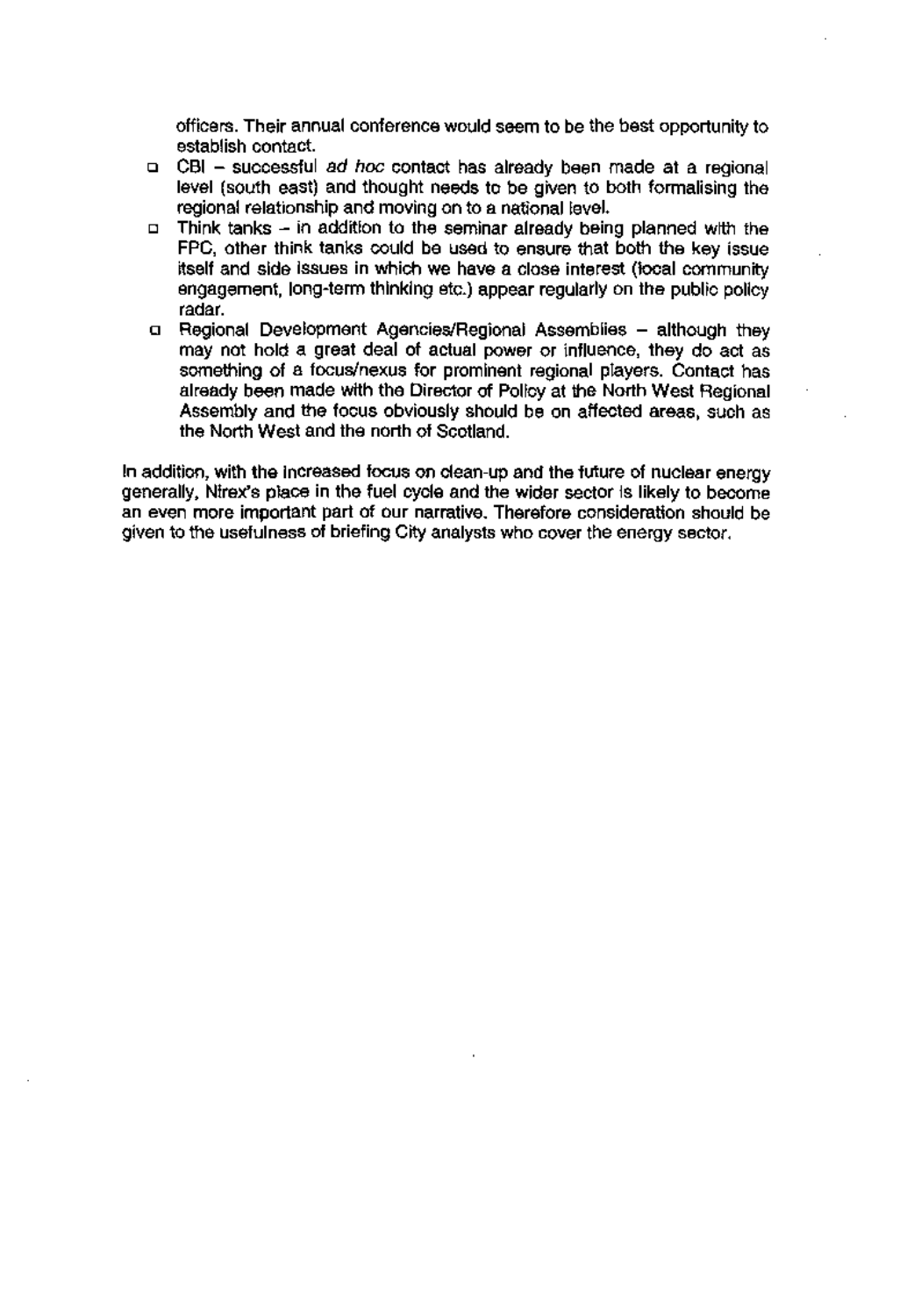officers. Their annual conference would seem to be the best opportunity to establish contact.

- CBI – successful *ad hoc* contact has already been made at a regional level (south east) and thought needs to be given to both formalising the regional relationship and moving on to a national level.
- Think tanks – in addition to the seminar already being planned with the FPC, other think tanks could be used to ensure that both the key issue itself and side issues in which we have a close interest (local community engagement, long-term thinking etc.) appear regularly on the public policy radar.
- Regional Development Agencies/Regional Assemblies – although they may not hold a great deal of actual power or influence, they do act as something of a focus/nexus for prominent regional players. Contact has already been made with the Director of Policy at the North West Regional Assembly and the focus obviously should be on affected areas, such as the North West and the north of Scotland.

In addition, with the increased focus on clean-up and the future of nuclear energy generally, Nirex's place in the fuel cycle and the wider sector is likely to become an even more important part of our narrative. Therefore consideration should be given to the usefulness of briefing City analysts who cover the energy sector.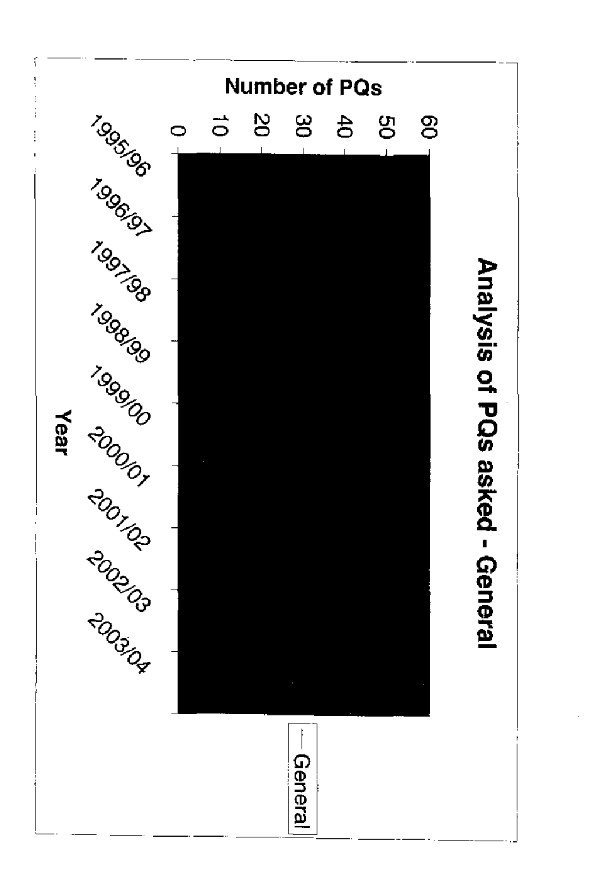## Analysis of PQs asked - General

Number of PQs

60
50
40
30
20
10
0

1995/96
1996/97
1997/98
1998/99
1999/00
2000/01
2001/02
2002/03
2003/04

Year

— General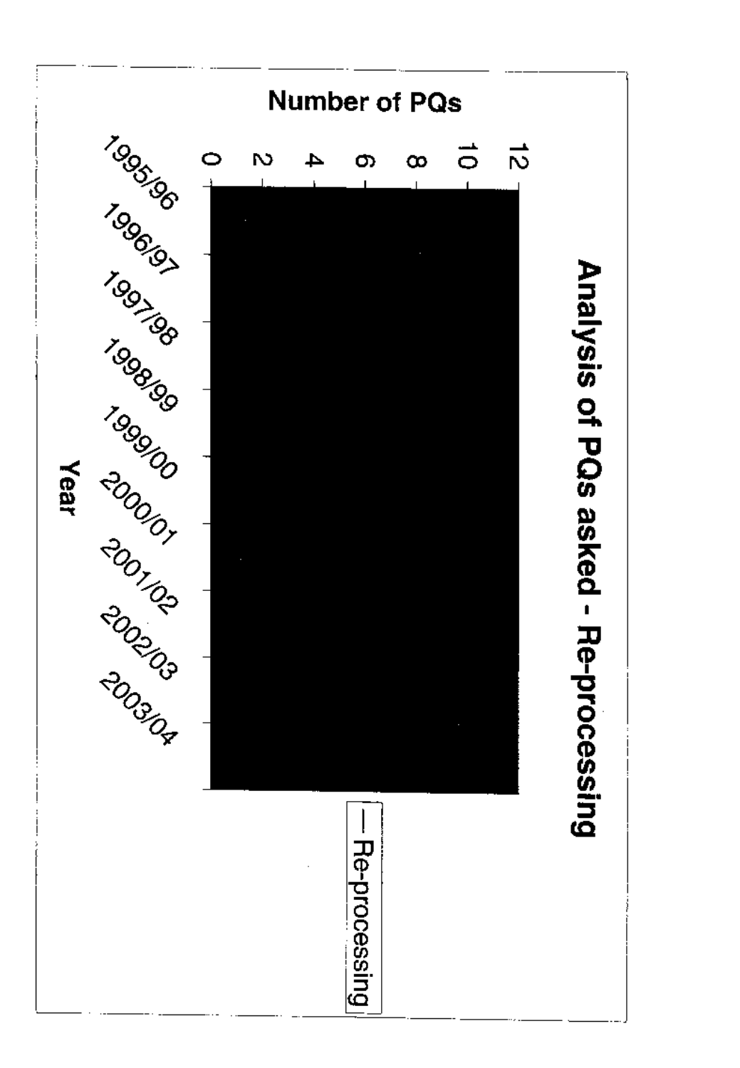## Analysis of PQs asked - Re-processing

Number of PQs

0
2
4
6
8
10
12

1995/96
1996/97
1997/98
1998/99
1999/00
2000/01
2001/02
2002/03
2003/04

Year

— Re-processing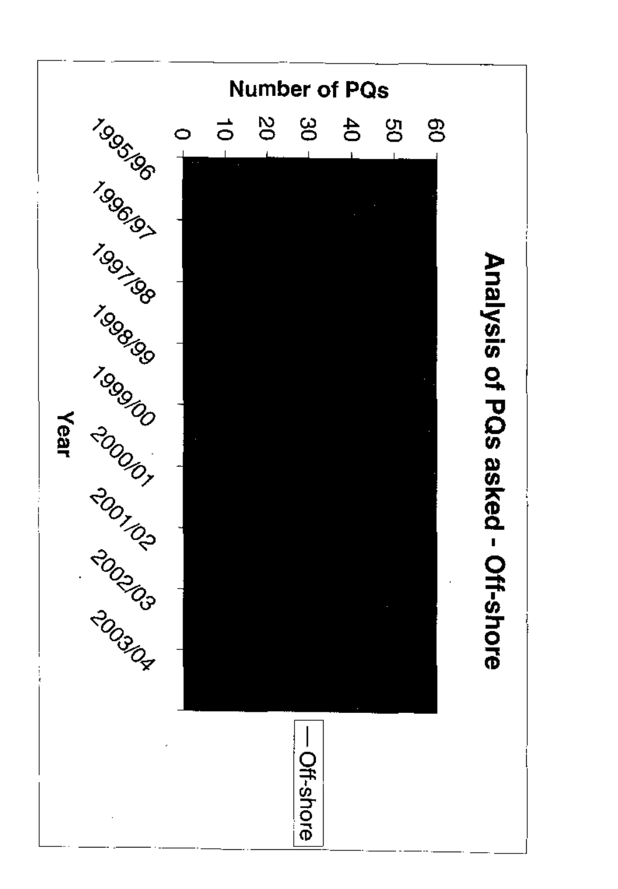## Analysis of PQs asked - Off-shore

Number of PQs

0
10
20
30
40
50
60

1995/96
1996/97
1997/98
1998/99
1999/00
2000/01
2001/02
2002/03
2003/04

Year

— Off-shore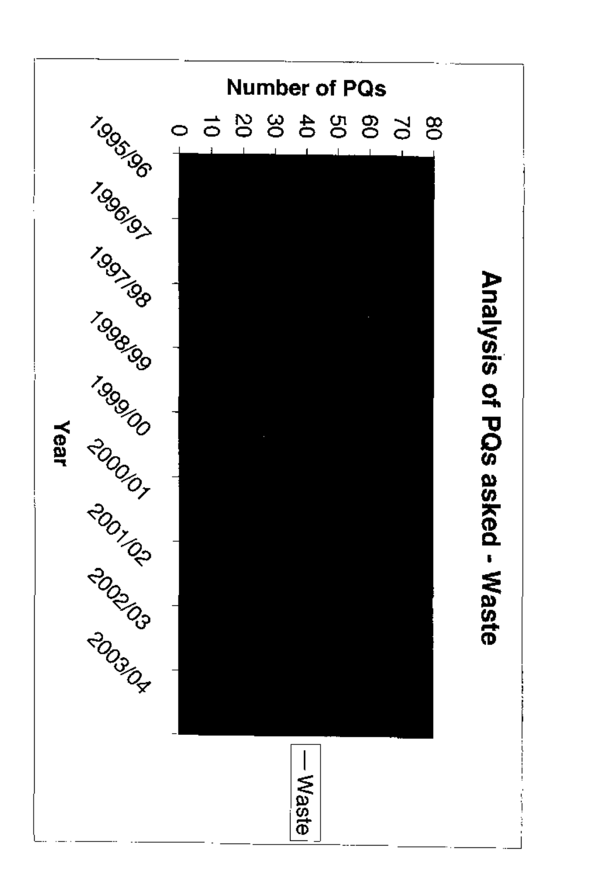# Analysis of PQs asked - Waste

Number of PQs

0
10
20
30
40
50
60
70
80

1995/96
1996/97
1997/98
1998/99
1999/00
2000/01
2001/02
2002/03
2003/04

Year

— Waste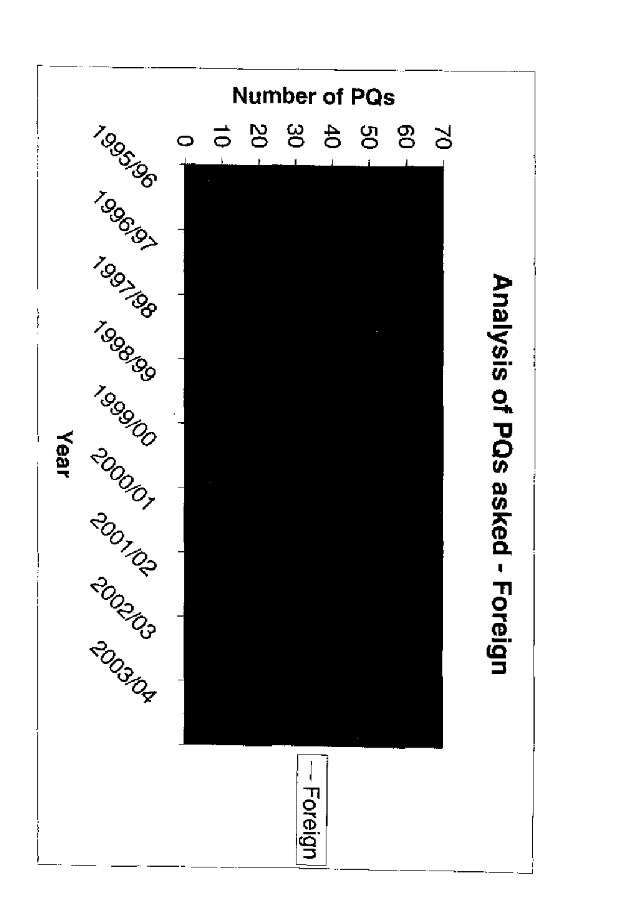# Analysis of PQs asked - Foreign

Number of PQs

0 10 20 30 40 50 60 70

1995/96 1996/97 1997/98 1998/99 1999/00 2000/01 2001/02 2002/03 2003/04

Year

— Foreign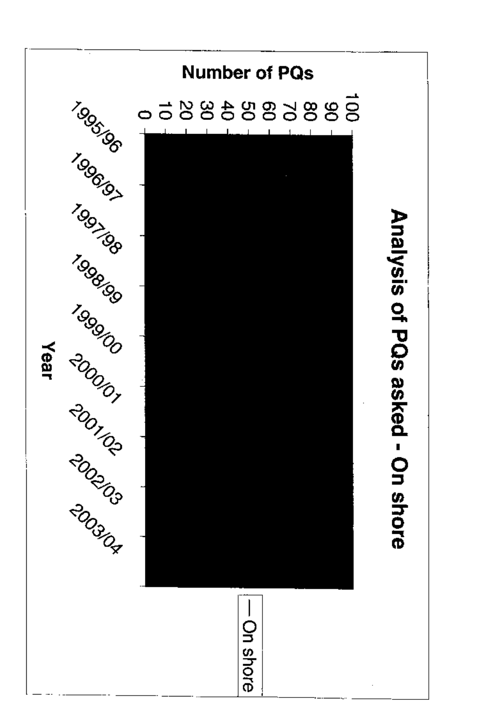## Analysis of PQs asked - On shore

Number of PQs

100
90
80
70
60
50
40
30
20
10
0

1995/96
1996/97
1997/98
1998/99
1999/00
2000/01
2001/02
2002/03
2003/04

Year

— On shore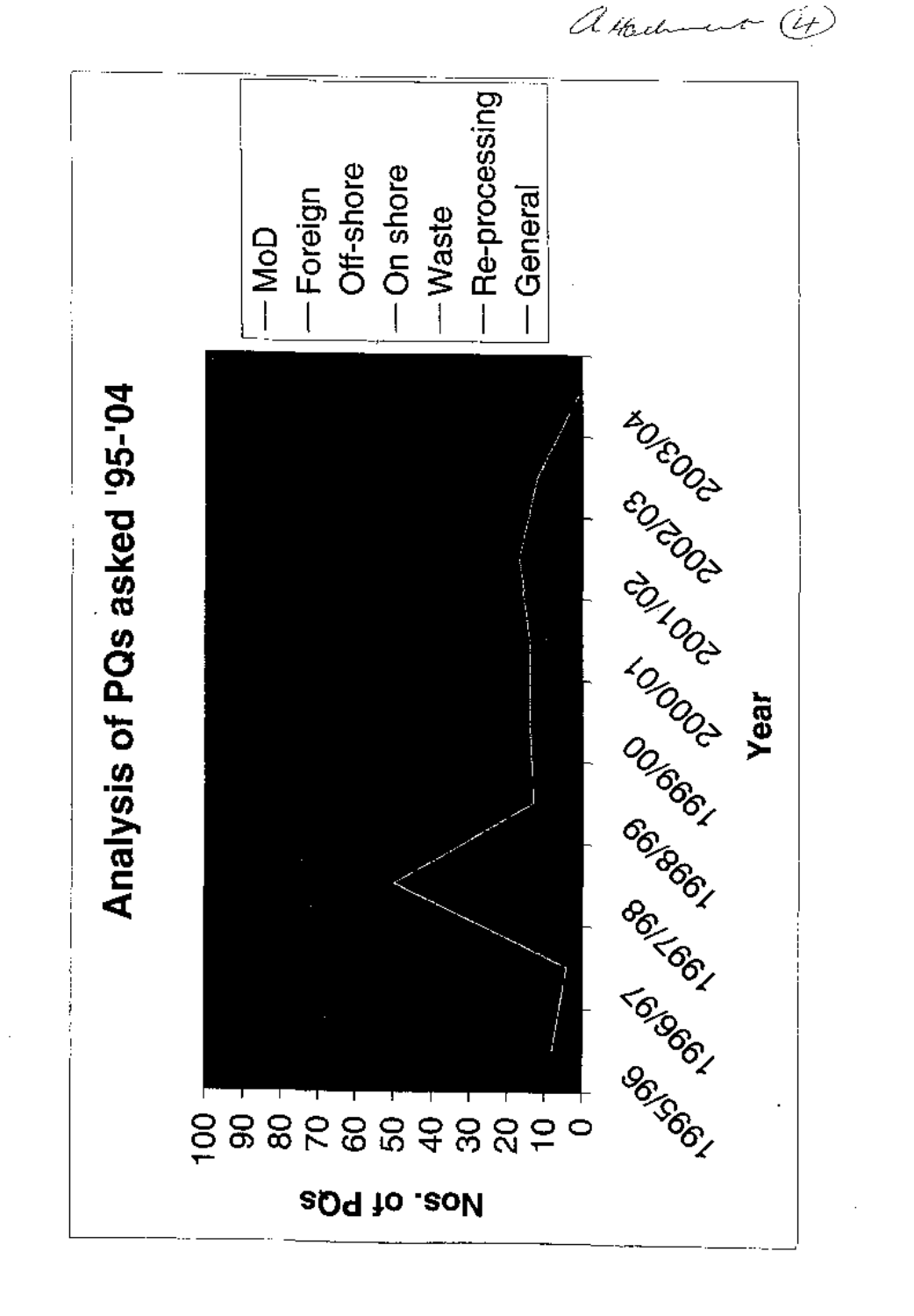Attachment (4)

# Analysis of PQs asked '95-'04

Nos. of PQs: 100, 90, 80, 70, 60, 50, 40, 30, 20, 10, 0

Year: 1995/96, 1996/97, 1997/98, 1998/99, 1999/00, 2000/01, 2001/02, 2002/03, 2003/04

- MoD
- Foreign
- Off-shore
- On shore
- Waste
- Re-processing
- General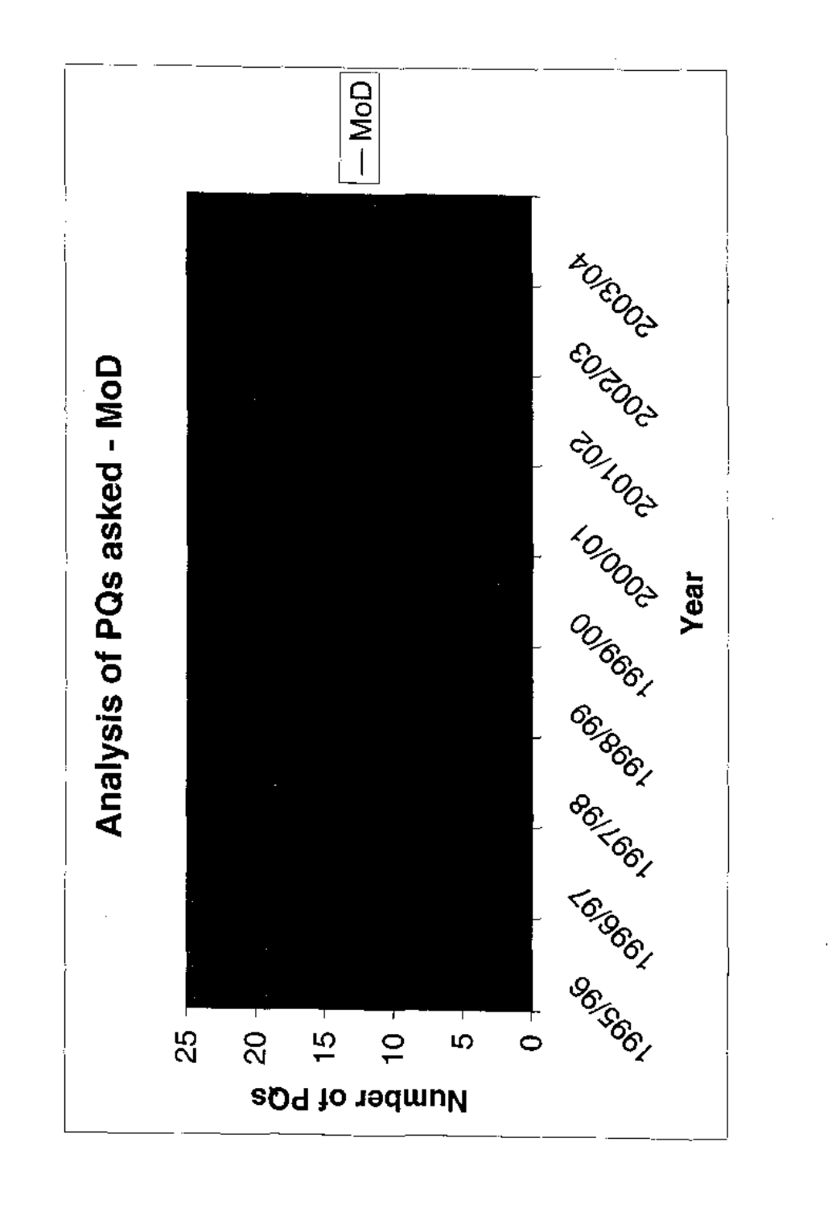Analysis of PQs asked - MoD

Number of PQs

25
20
15
10
5
0

1995/96
1996/97
1997/98
1998/99
1999/00
2000/01
2001/02
2002/03
2003/04

Year

— MoD